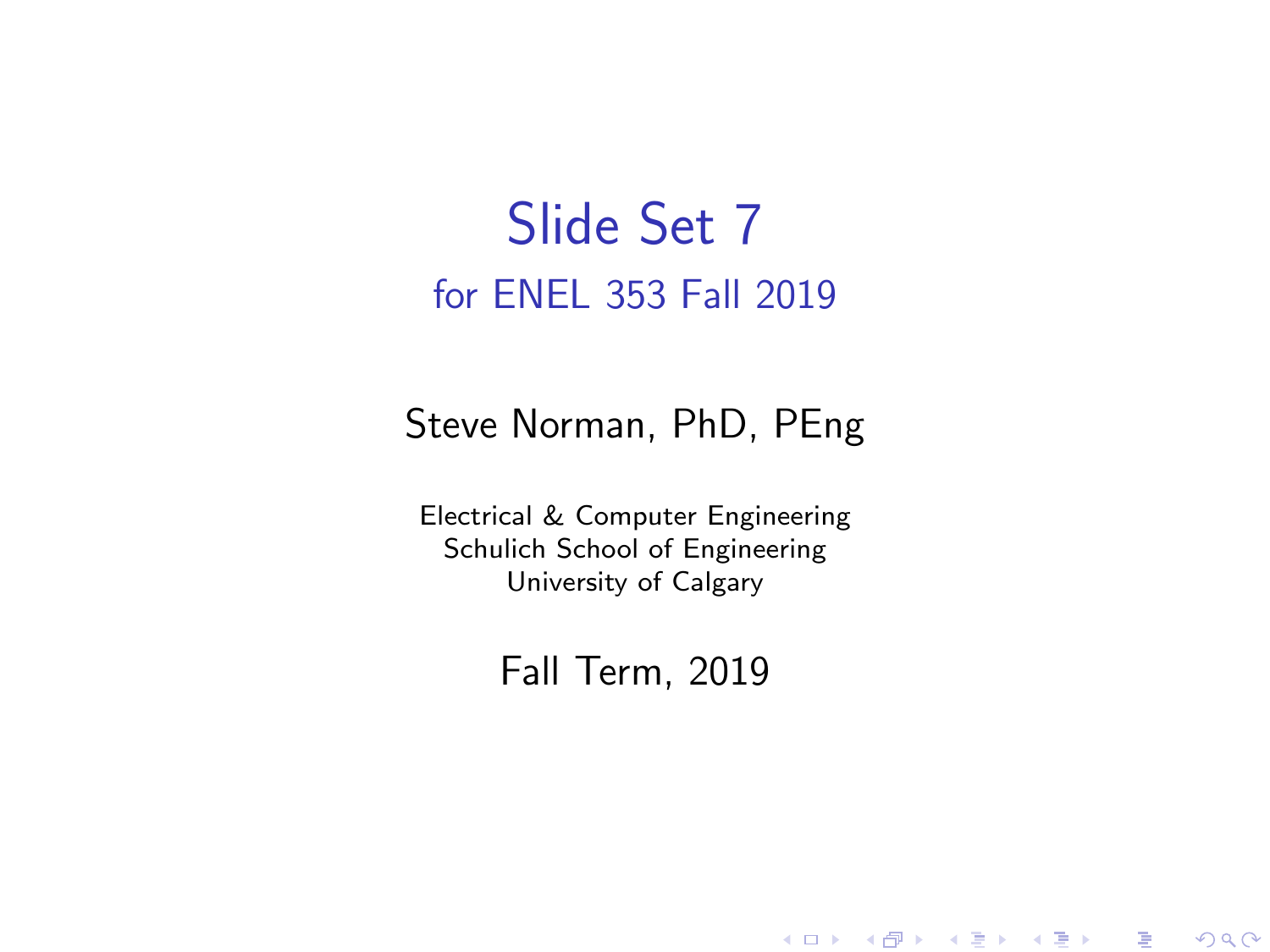# Slide Set 7

## for ENEL 353 Fall 2019

Steve Norman, PhD, PEng

Electrical & Computer Engineering
Schulich School of Engineering
University of Calgary

Fall Term, 2019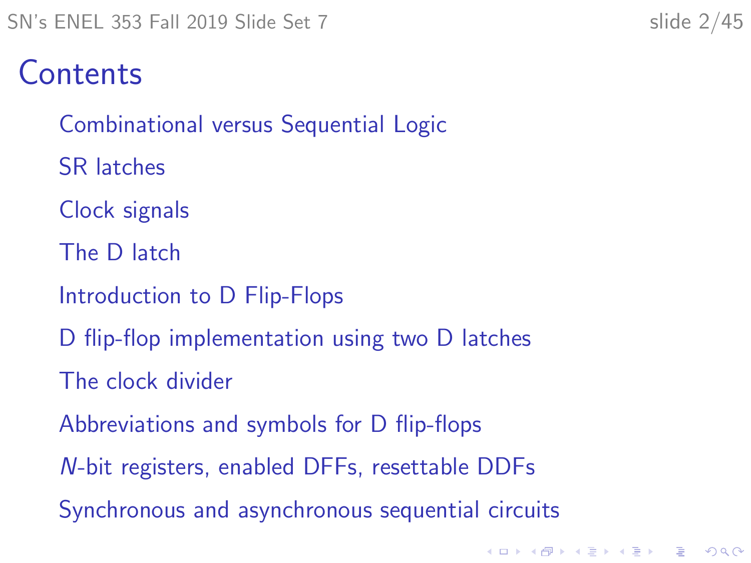# Contents

- Combinational versus Sequential Logic
- SR latches
- Clock signals
- The D latch
- Introduction to D Flip-Flops
- D flip-flop implementation using two D latches
- The clock divider
- Abbreviations and symbols for D flip-flops
- $N$-bit registers, enabled DFFs, resettable DDFs
- Synchronous and asynchronous sequential circuits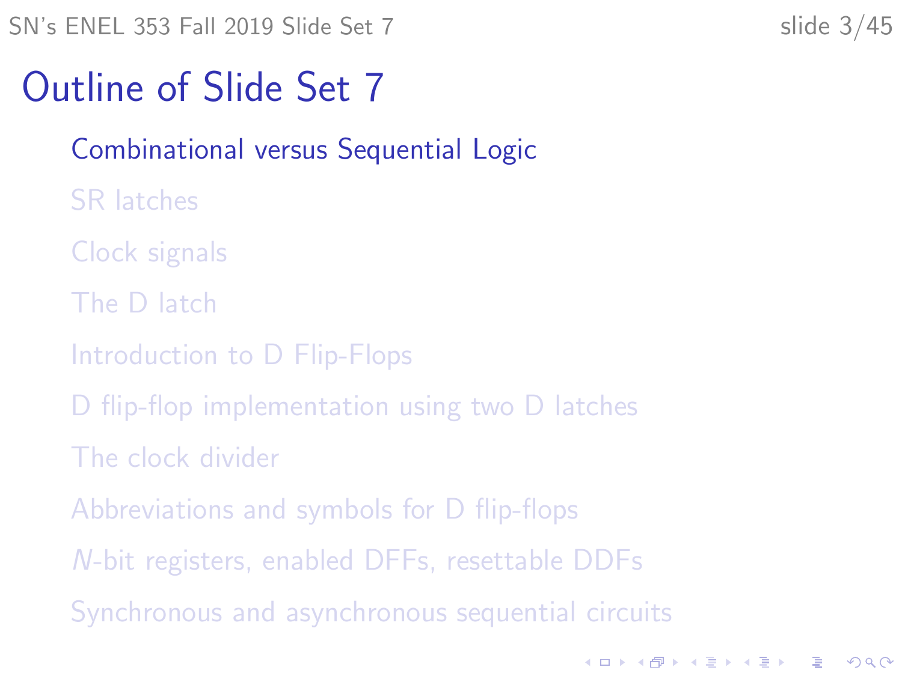# Outline of Slide Set 7

- Combinational versus Sequential Logic
- SR latches
- Clock signals
- The D latch
- Introduction to D Flip-Flops
- D flip-flop implementation using two D latches
- The clock divider
- Abbreviations and symbols for D flip-flops
- $N$-bit registers, enabled DFFs, resettable DDFs
- Synchronous and asynchronous sequential circuits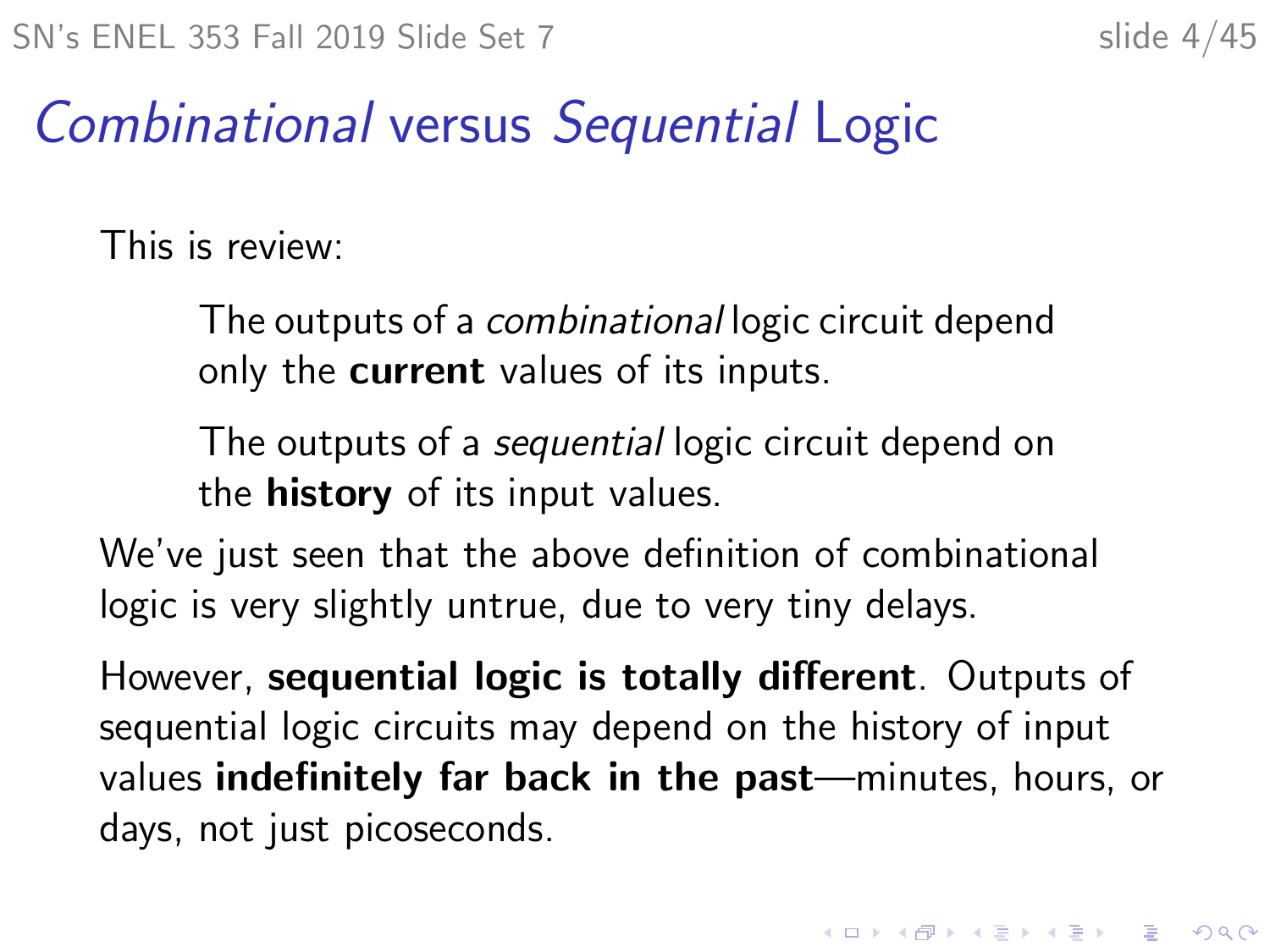# *Combinational* versus *Sequential* Logic

This is review:

> The outputs of a *combinational* logic circuit depend only the **current** values of its inputs.
>
> The outputs of a *sequential* logic circuit depend on the **history** of its input values.

We've just seen that the above definition of combinational logic is very slightly untrue, due to very tiny delays.

However, **sequential logic is totally different**. Outputs of sequential logic circuits may depend on the history of input values **indefinitely far back in the past**—minutes, hours, or days, not just picoseconds.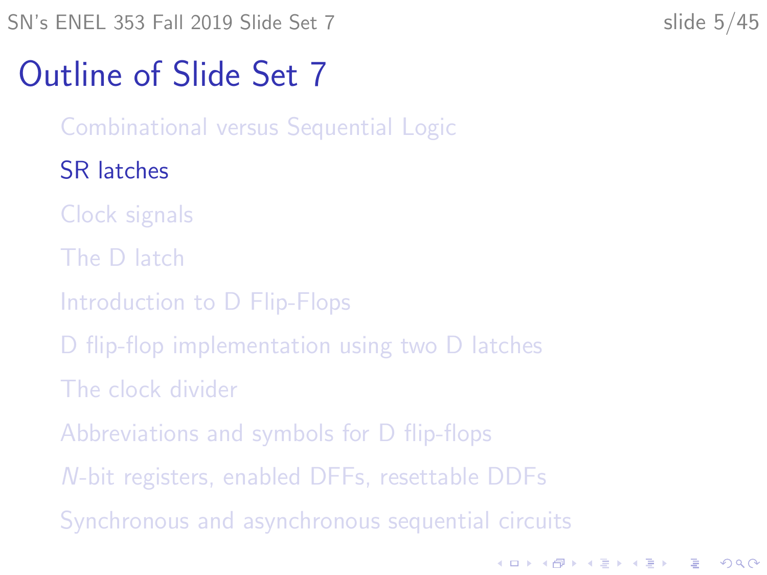# Outline of Slide Set 7

- Combinational versus Sequential Logic
- SR latches
- Clock signals
- The D latch
- Introduction to D Flip-Flops
- D flip-flop implementation using two D latches
- The clock divider
- Abbreviations and symbols for D flip-flops
- *N*-bit registers, enabled DFFs, resettable DDFs
- Synchronous and asynchronous sequential circuits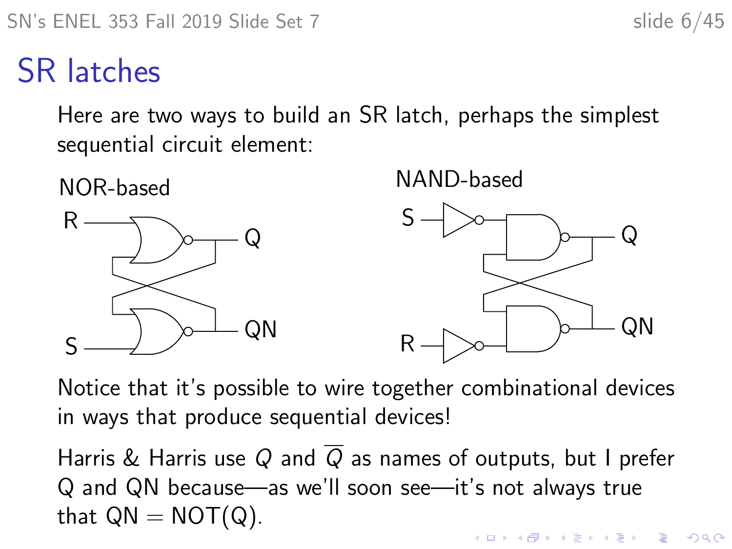# SR latches

Here are two ways to build an SR latch, perhaps the simplest sequential circuit element:

NOR-based

NAND-based

Notice that it's possible to wire together combinational devices in ways that produce sequential devices!

Harris & Harris use $Q$ and $\overline{Q}$ as names of outputs, but I prefer Q and QN because—as we'll soon see—it's not always true that QN = NOT(Q).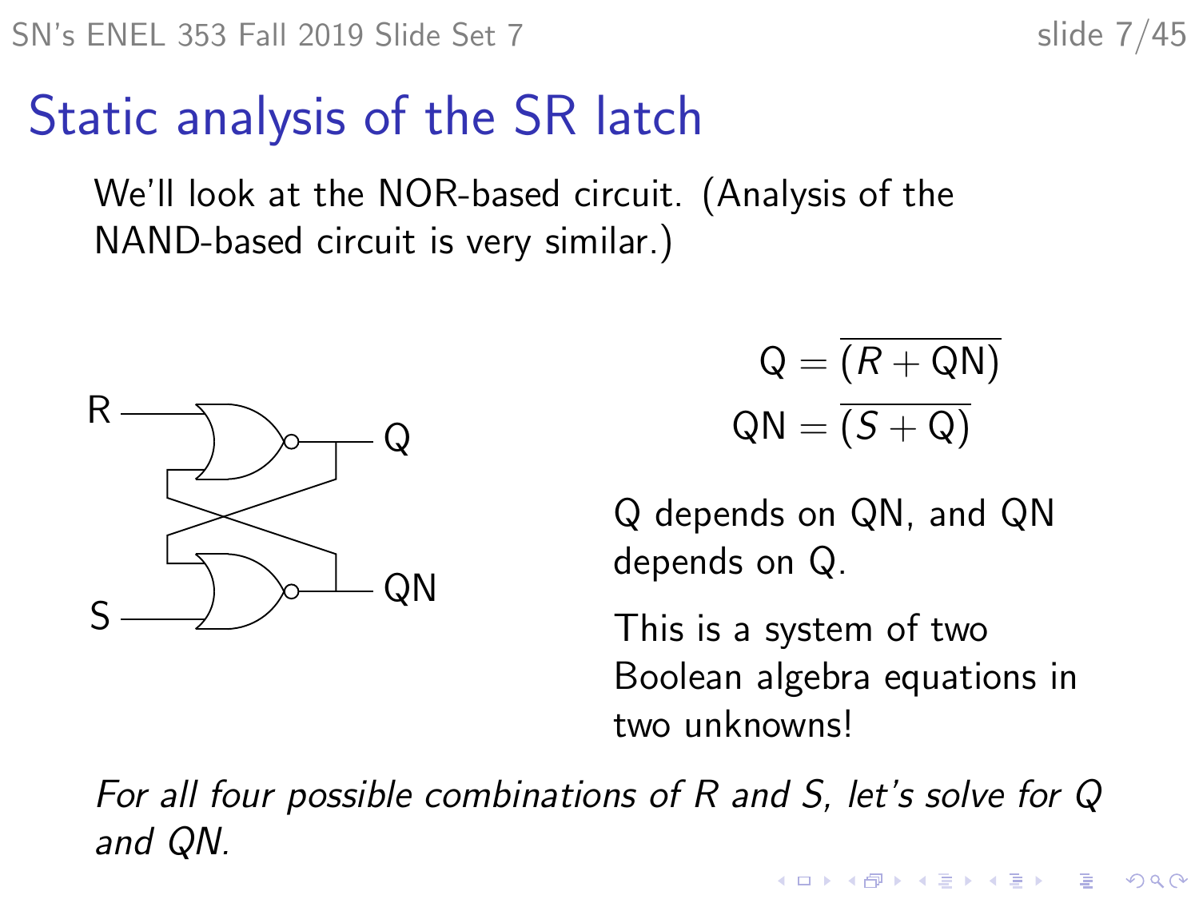# Static analysis of the SR latch

We'll look at the NOR-based circuit. (Analysis of the NAND-based circuit is very similar.)

$$\text{Q} = \overline{(R + \text{QN})}$$

$$\text{QN} = \overline{(S + \text{Q})}$$

Q depends on QN, and QN depends on Q.

This is a system of two Boolean algebra equations in two unknowns!

*For all four possible combinations of R and S, let's solve for Q and QN.*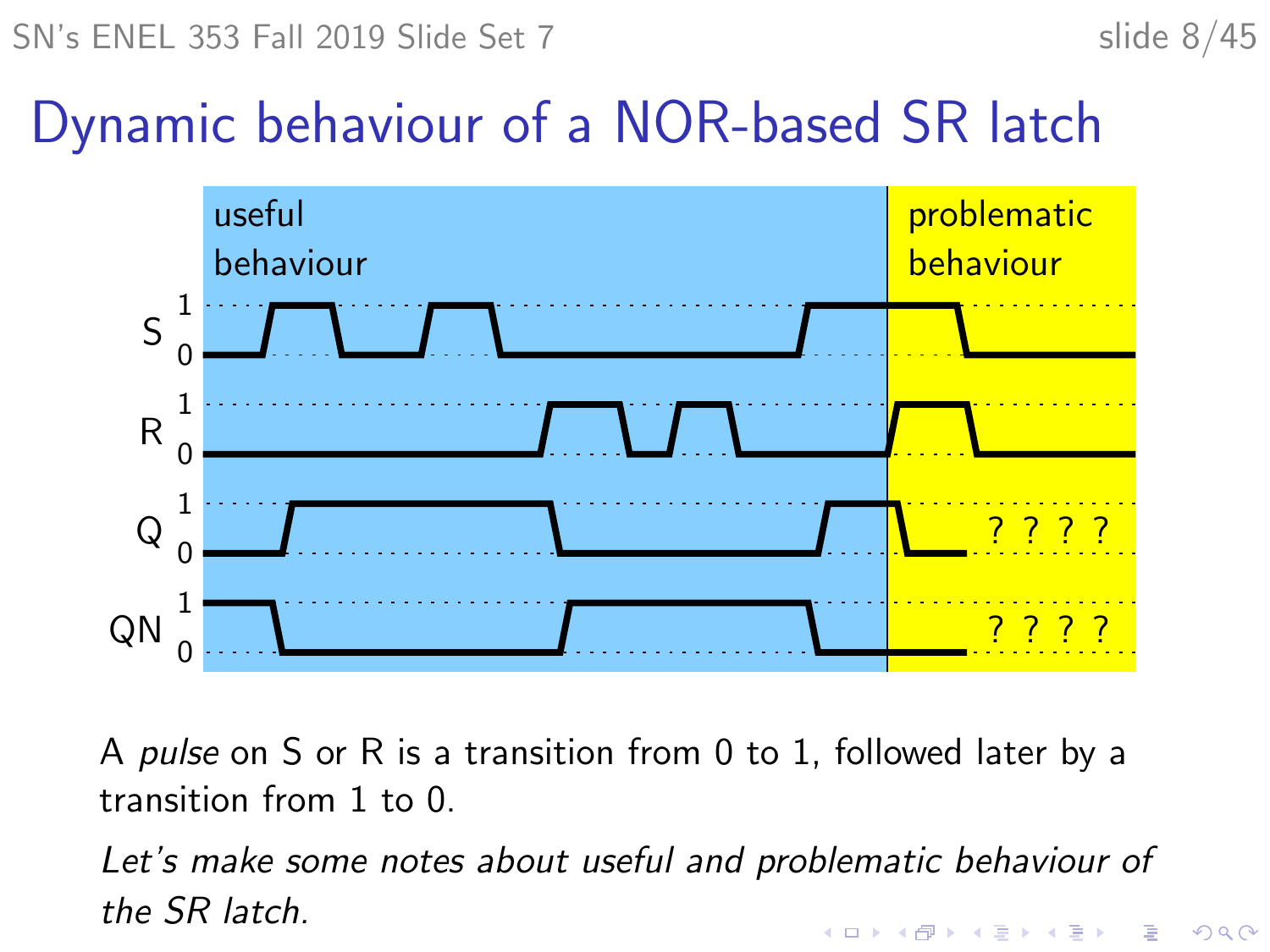# Dynamic behaviour of a NOR-based SR latch

useful behaviour

problematic behaviour

S

R

Q

QN

? ? ? ?

? ? ? ?

A *pulse* on S or R is a transition from 0 to 1, followed later by a transition from 1 to 0.

*Let's make some notes about useful and problematic behaviour of the SR latch.*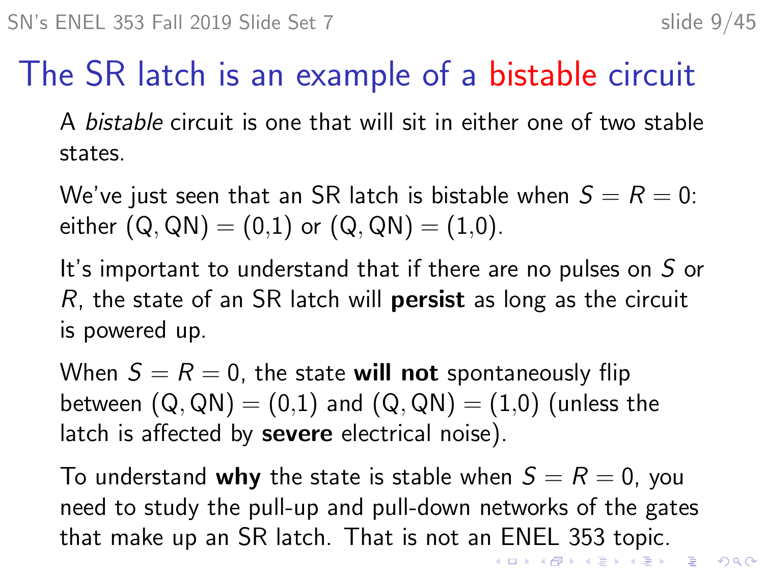# The SR latch is an example of a bistable circuit

A *bistable* circuit is one that will sit in either one of two stable states.

We've just seen that an SR latch is bistable when $S = R = 0$: either (Q, QN) = (0,1) or (Q, QN) = (1,0).

It's important to understand that if there are no pulses on $S$ or $R$, the state of an SR latch will **persist** as long as the circuit is powered up.

When $S = R = 0$, the state **will not** spontaneously flip between (Q, QN) = (0,1) and (Q, QN) = (1,0) (unless the latch is affected by **severe** electrical noise).

To understand **why** the state is stable when $S = R = 0$, you need to study the pull-up and pull-down networks of the gates that make up an SR latch. That is not an ENEL 353 topic.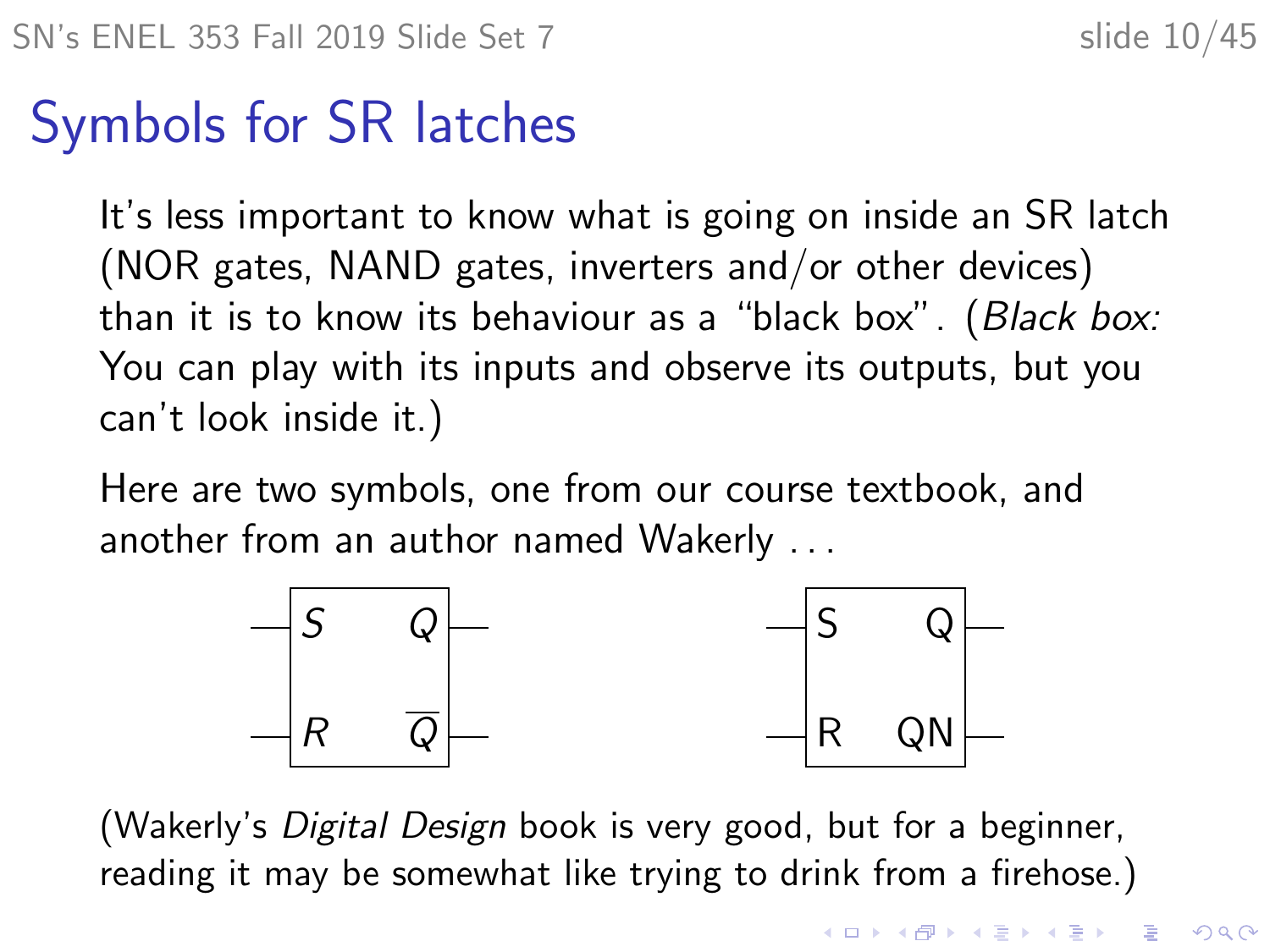# Symbols for SR latches

It's less important to know what is going on inside an SR latch (NOR gates, NAND gates, inverters and/or other devices) than it is to know its behaviour as a "black box". (*Black box:* You can play with its inputs and observe its outputs, but you can't look inside it.)

Here are two symbols, one from our course textbook, and another from an author named Wakerly . . .

| Textbook symbol | | Wakerly symbol | |
|---|---|---|---|
| $S$ | $Q$ | S | Q |
| $R$ | $\overline{Q}$ | R | QN |

(Wakerly's *Digital Design* book is very good, but for a beginner, reading it may be somewhat like trying to drink from a firehose.)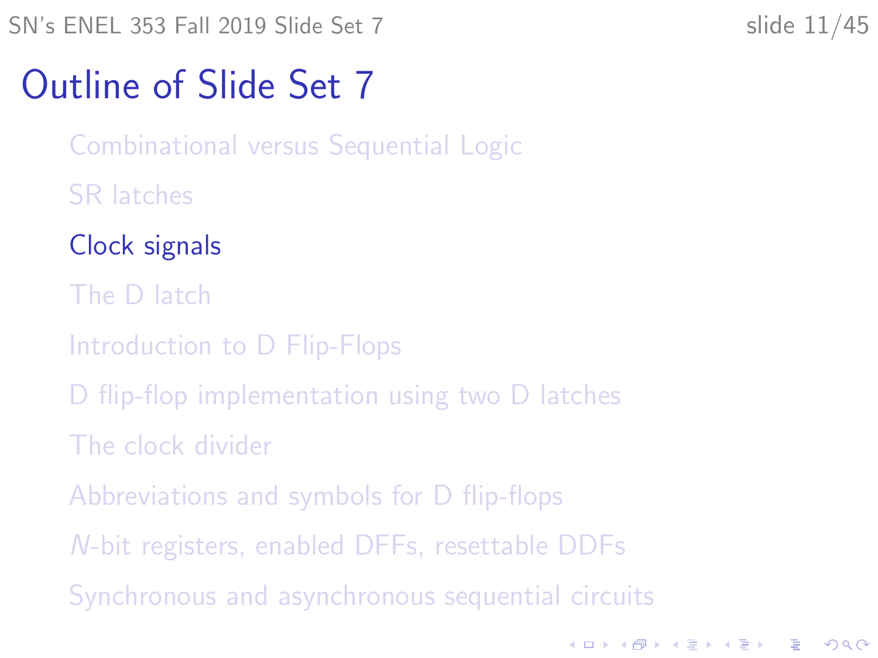# Outline of Slide Set 7

- Combinational versus Sequential Logic
- SR latches
- Clock signals
- The D latch
- Introduction to D Flip-Flops
- D flip-flop implementation using two D latches
- The clock divider
- Abbreviations and symbols for D flip-flops
- $N$-bit registers, enabled DFFs, resettable DDFs
- Synchronous and asynchronous sequential circuits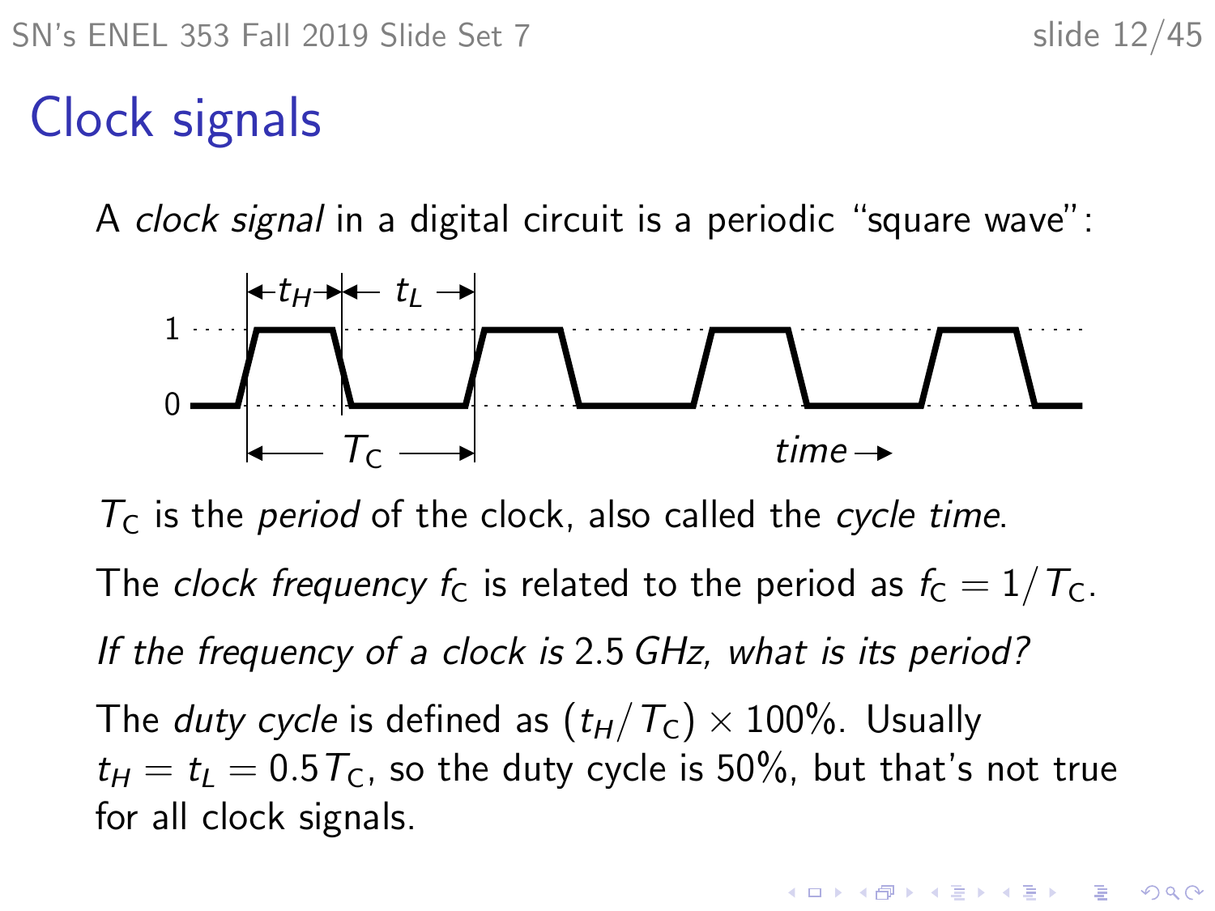# Clock signals

A *clock signal* in a digital circuit is a periodic "square wave":

$T_C$ is the *period* of the clock, also called the *cycle time*.

The *clock frequency* $f_C$ is related to the period as $f_C = 1/T_C$.

*If the frequency of a clock is* 2.5 GHz*, what is its period?*

The *duty cycle* is defined as $(t_H/T_C) \times 100\%$. Usually $t_H = t_L = 0.5\,T_C$, so the duty cycle is 50%, but that's not true for all clock signals.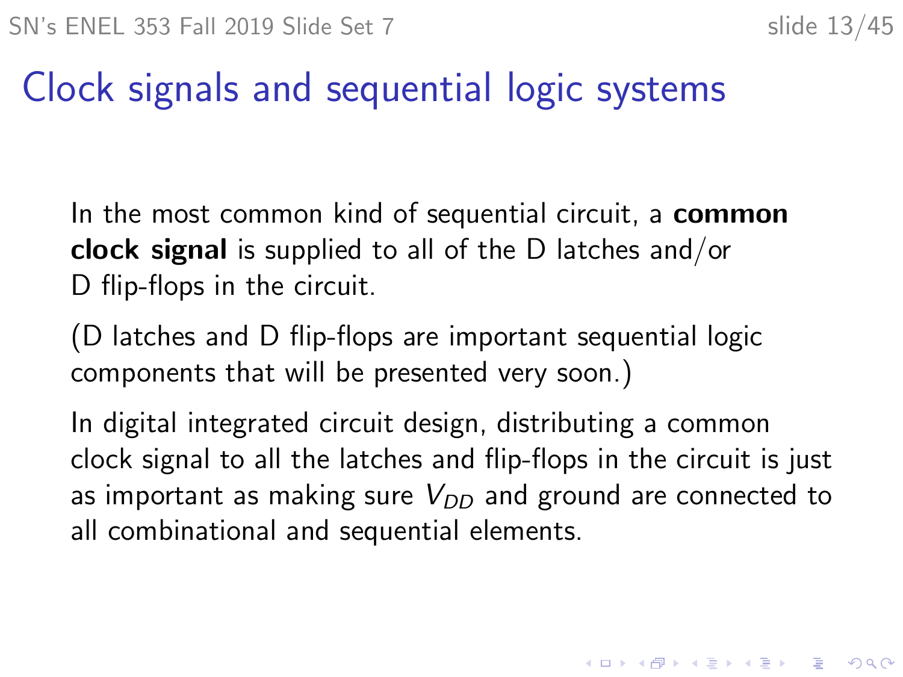# Clock signals and sequential logic systems

In the most common kind of sequential circuit, a **common clock signal** is supplied to all of the D latches and/or D flip-flops in the circuit.

(D latches and D flip-flops are important sequential logic components that will be presented very soon.)

In digital integrated circuit design, distributing a common clock signal to all the latches and flip-flops in the circuit is just as important as making sure $V_{DD}$ and ground are connected to all combinational and sequential elements.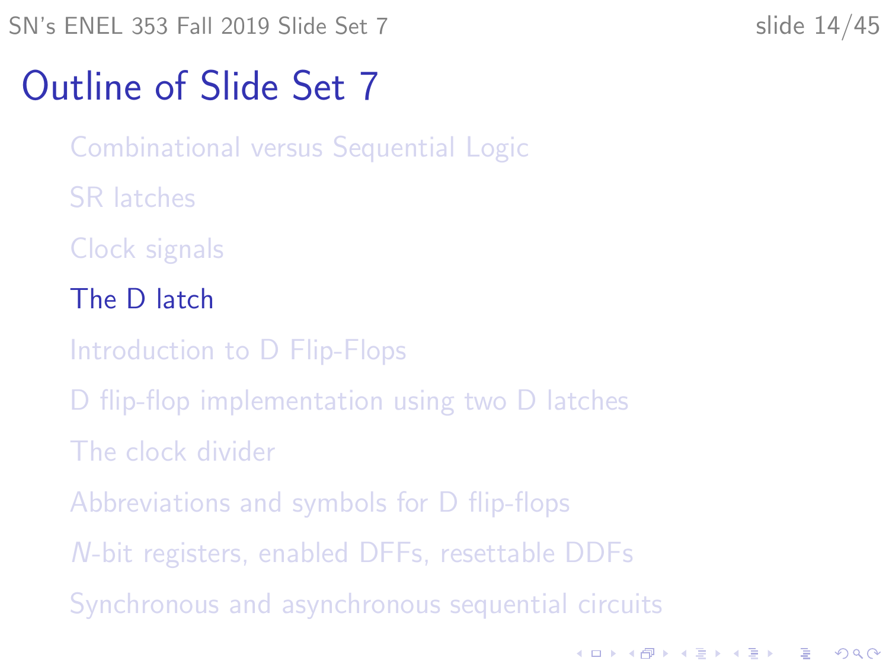# Outline of Slide Set 7

- Combinational versus Sequential Logic
- SR latches
- Clock signals
- The D latch
- Introduction to D Flip-Flops
- D flip-flop implementation using two D latches
- The clock divider
- Abbreviations and symbols for D flip-flops
- *N*-bit registers, enabled DFFs, resettable DDFs
- Synchronous and asynchronous sequential circuits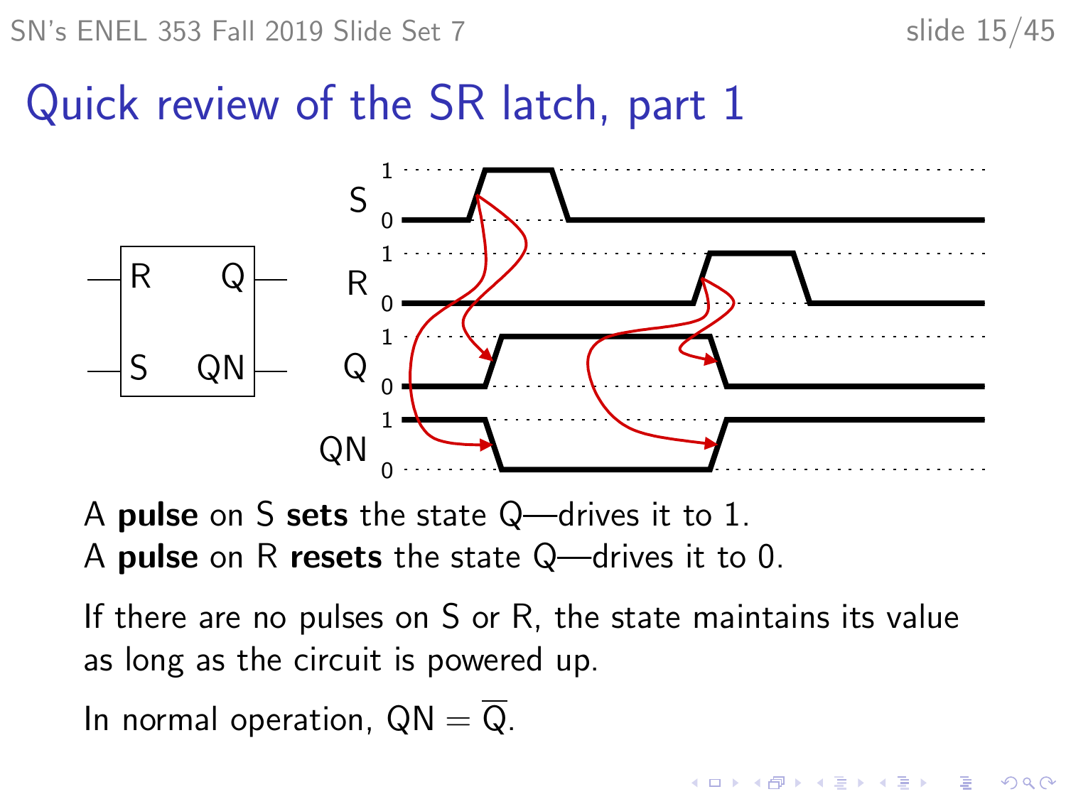# Quick review of the SR latch, part 1

A **pulse** on S **sets** the state Q—drives it to 1.
A **pulse** on R **resets** the state Q—drives it to 0.

If there are no pulses on S or R, the state maintains its value as long as the circuit is powered up.

In normal operation, QN $= \overline{\mathrm{Q}}$.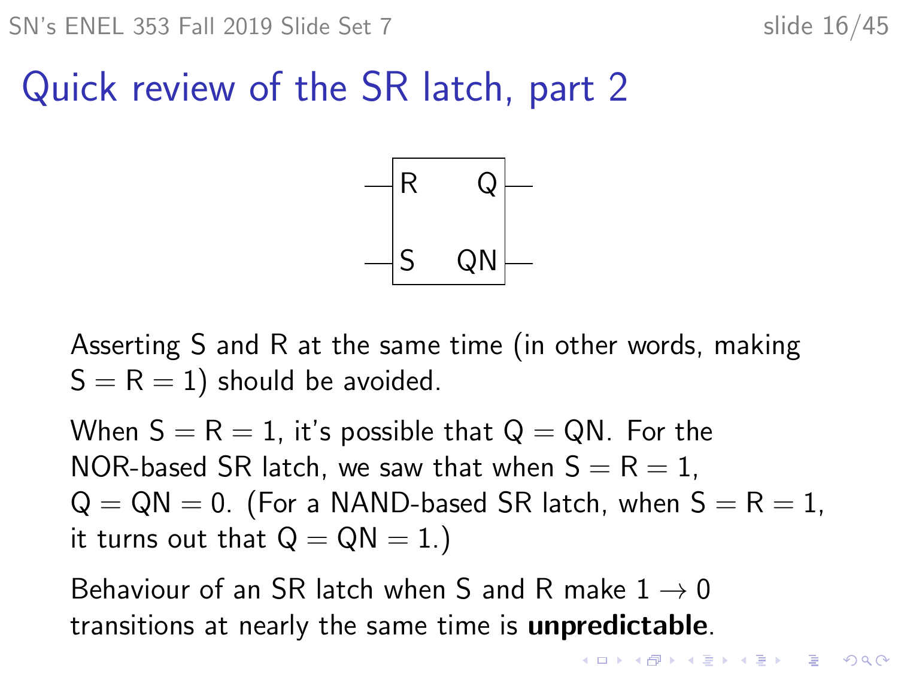# Quick review of the SR latch, part 2

Asserting S and R at the same time (in other words, making S = R = 1) should be avoided.

When S = R = 1, it's possible that Q = QN. For the NOR-based SR latch, we saw that when S = R = 1, Q = QN = 0. (For a NAND-based SR latch, when S = R = 1, it turns out that Q = QN = 1.)

Behaviour of an SR latch when S and R make $1 \rightarrow 0$ transitions at nearly the same time is **unpredictable**.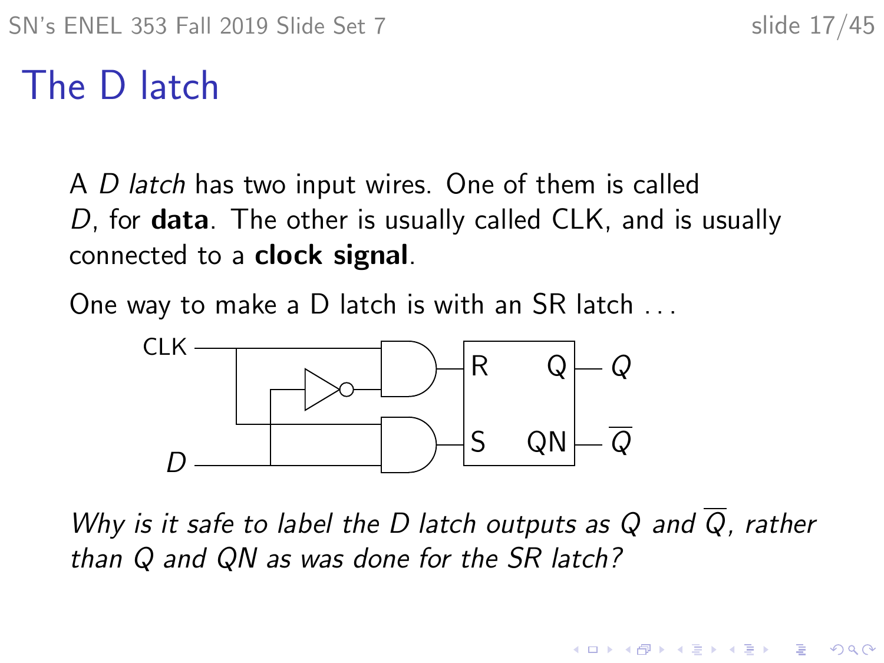# The D latch

A *D latch* has two input wires. One of them is called *D*, for **data**. The other is usually called CLK, and is usually connected to a **clock signal**.

One way to make a D latch is with an SR latch . . .

*Why is it safe to label the D latch outputs as Q and $\overline{Q}$, rather than Q and QN as was done for the SR latch?*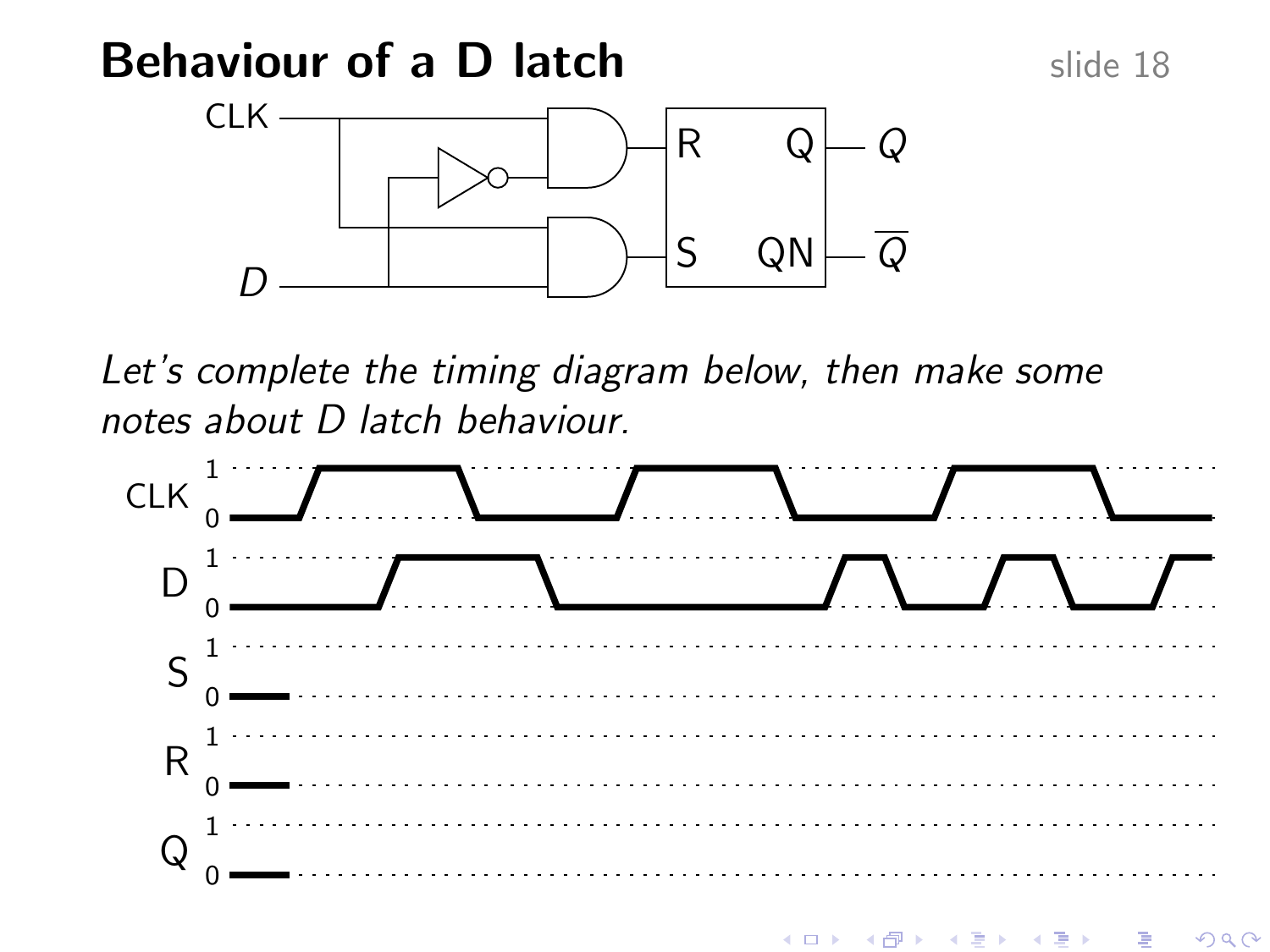# Behaviour of a D latch

*Let's complete the timing diagram below, then make some notes about D latch behaviour.*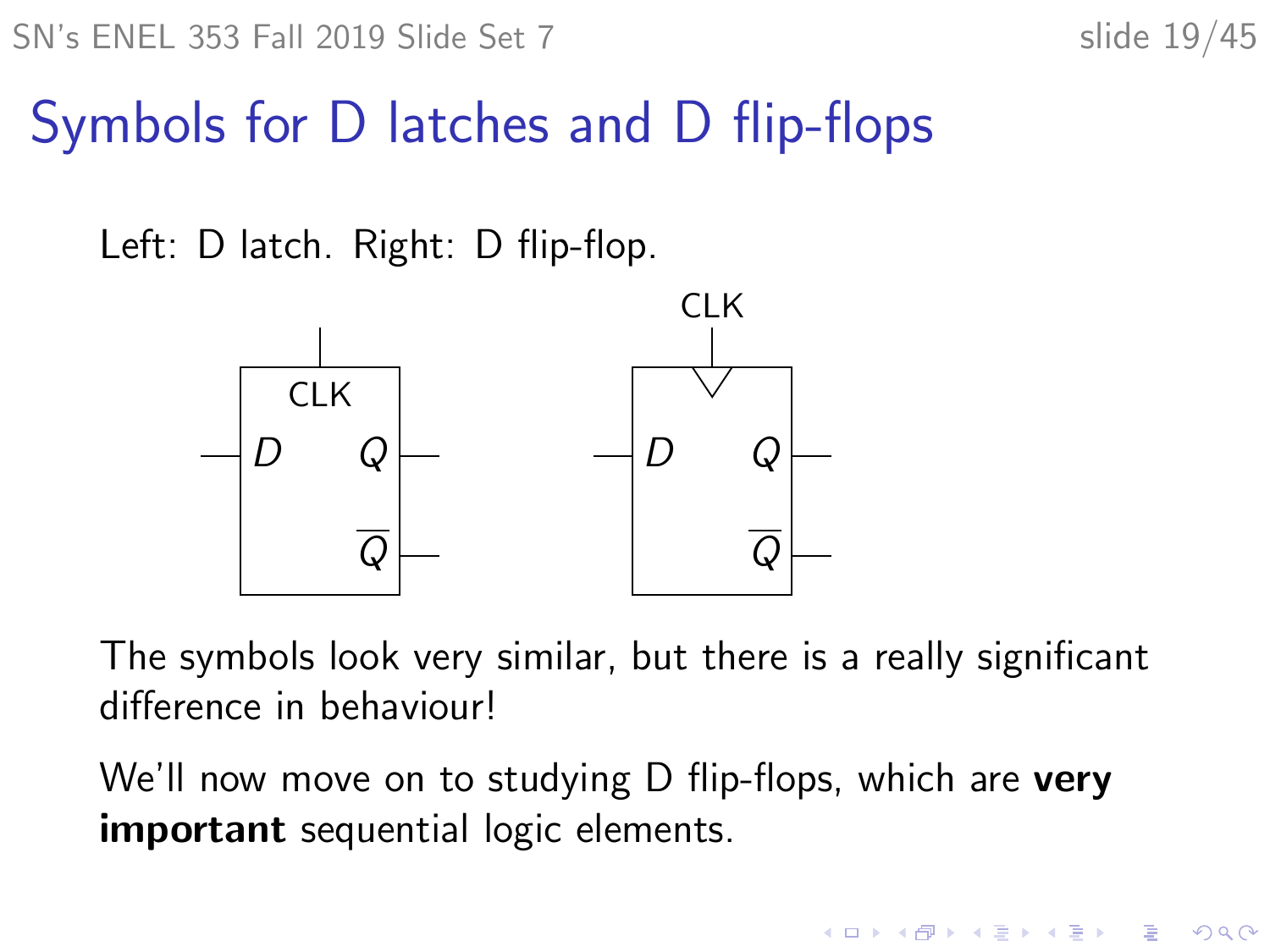# Symbols for D latches and D flip-flops

Left: D latch. Right: D flip-flop.

The symbols look very similar, but there is a really significant difference in behaviour!

We'll now move on to studying D flip-flops, which are **very important** sequential logic elements.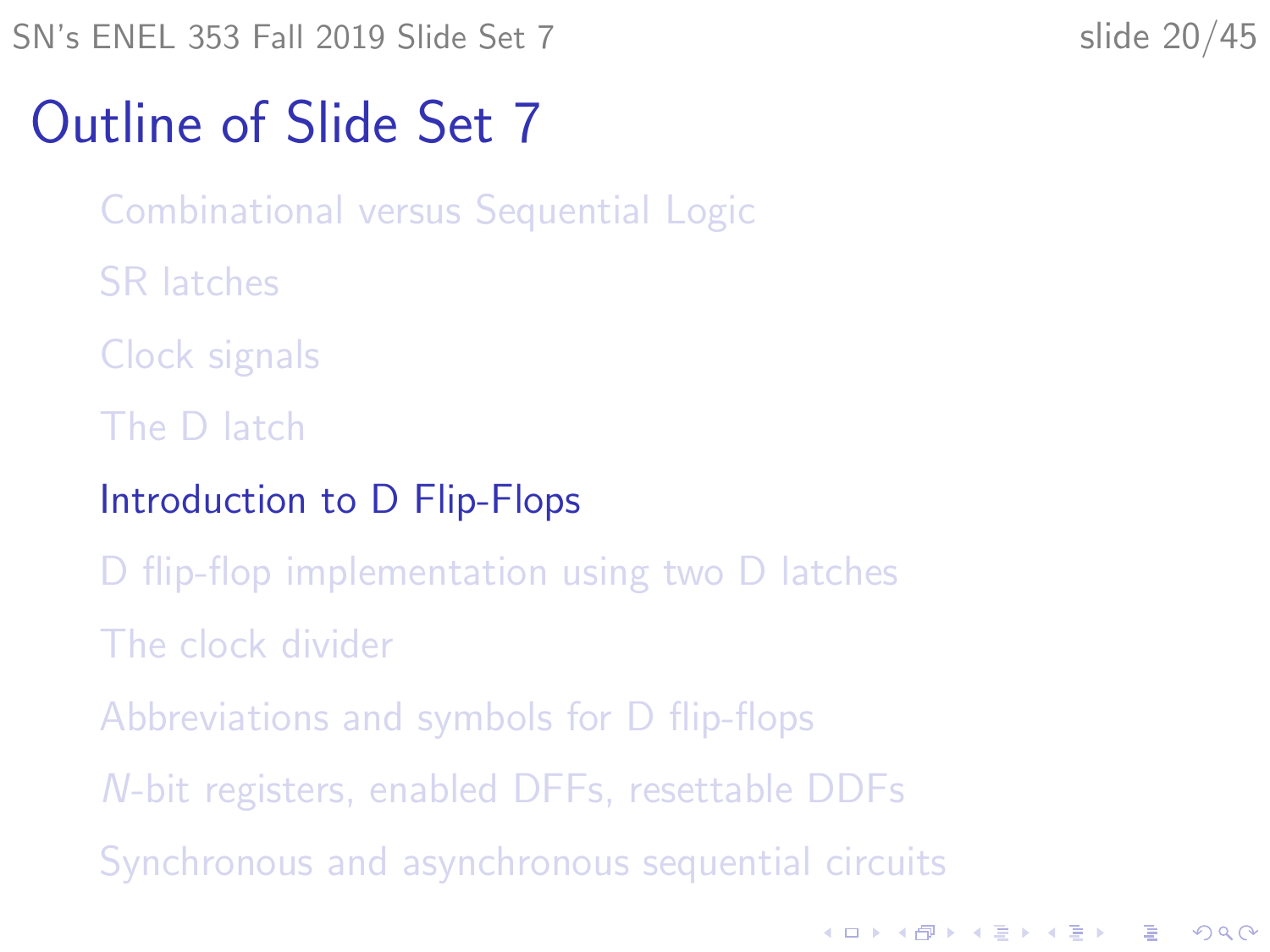# Outline of Slide Set 7

- Combinational versus Sequential Logic
- SR latches
- Clock signals
- The D latch
- Introduction to D Flip-Flops
- D flip-flop implementation using two D latches
- The clock divider
- Abbreviations and symbols for D flip-flops
- $N$-bit registers, enabled DFFs, resettable DDFs
- Synchronous and asynchronous sequential circuits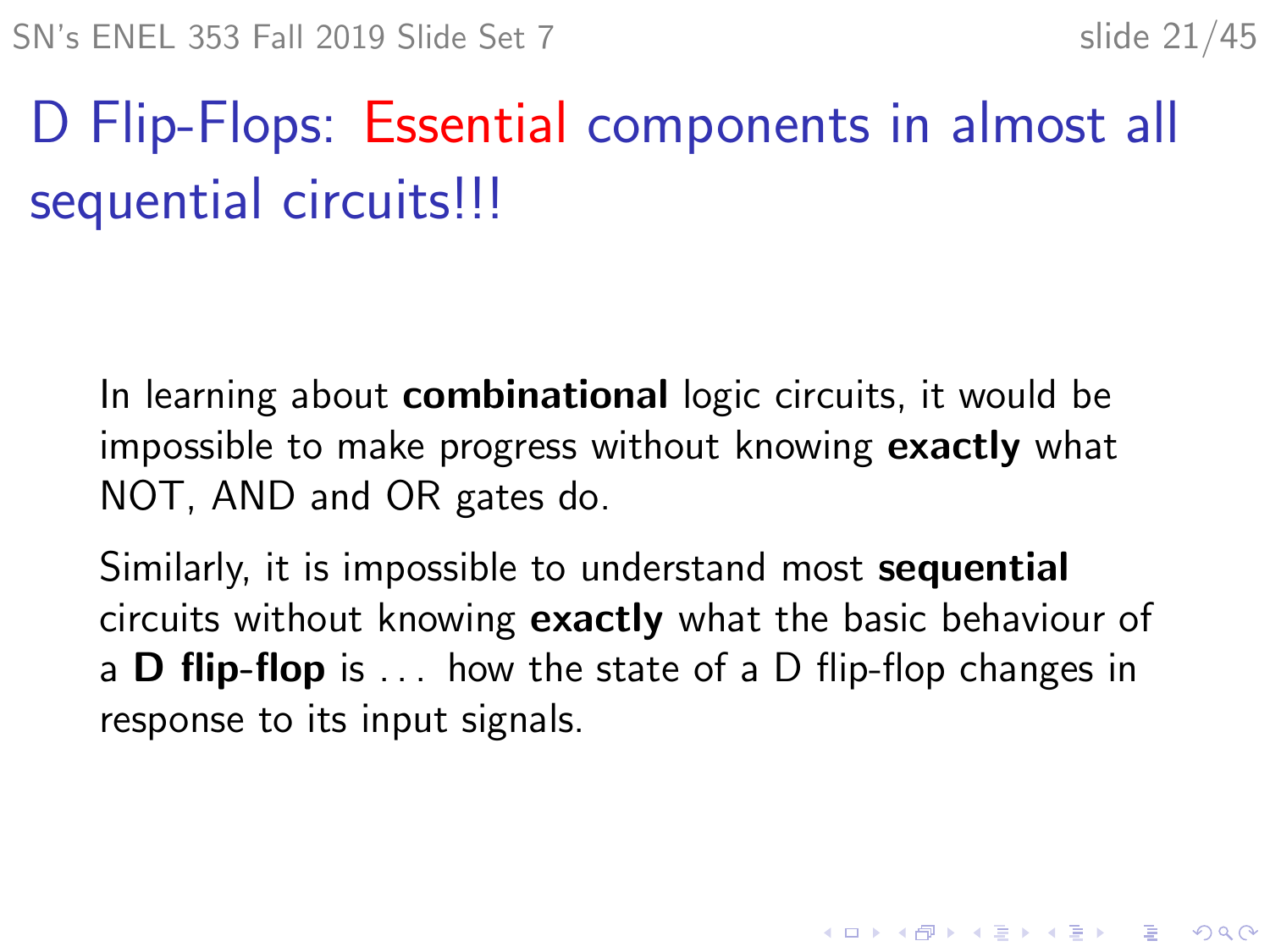# D Flip-Flops: Essential components in almost all sequential circuits!!!

In learning about **combinational** logic circuits, it would be impossible to make progress without knowing **exactly** what NOT, AND and OR gates do.

Similarly, it is impossible to understand most **sequential** circuits without knowing **exactly** what the basic behaviour of a **D flip-flop** is . . . how the state of a D flip-flop changes in response to its input signals.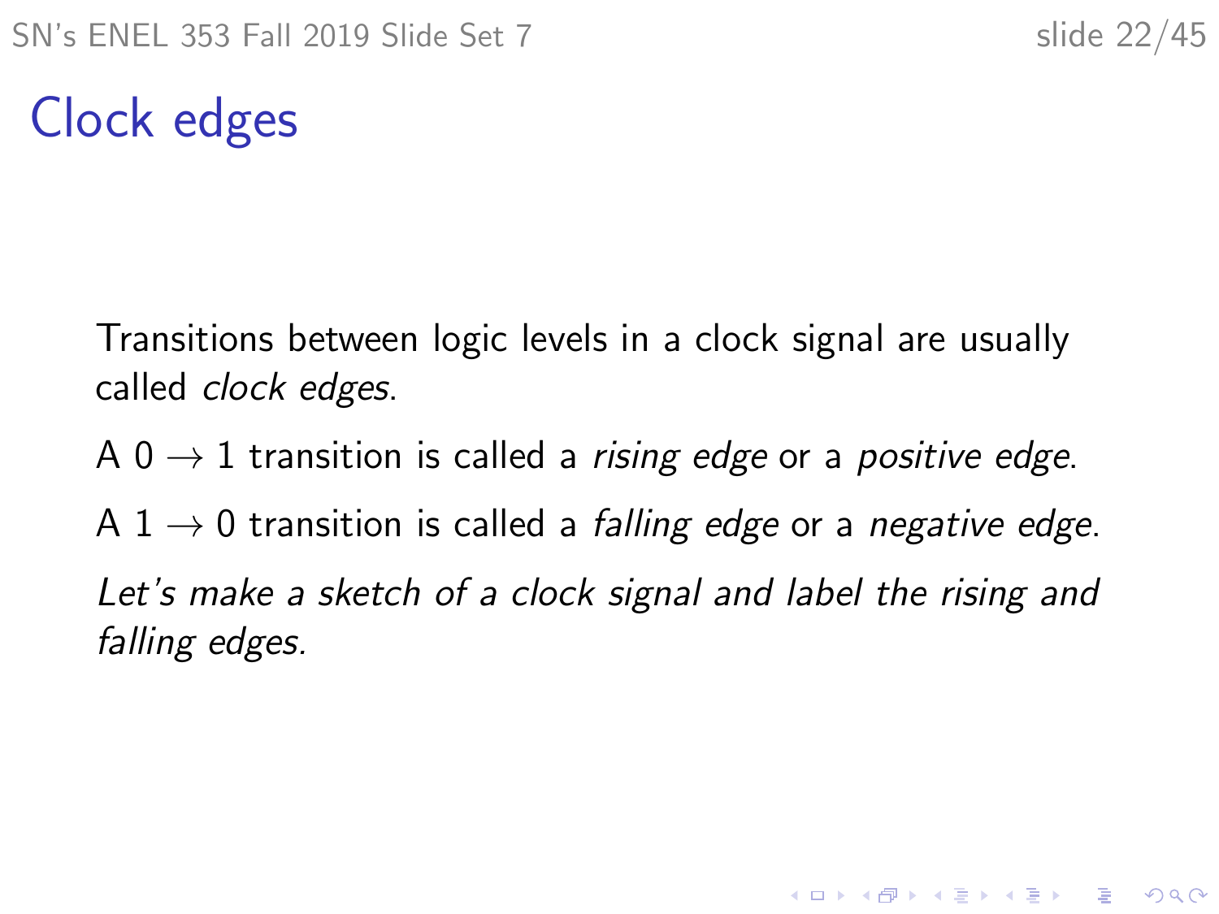# Clock edges

Transitions between logic levels in a clock signal are usually called *clock edges*.

A $0 \rightarrow 1$ transition is called a *rising edge* or a *positive edge*.

A $1 \rightarrow 0$ transition is called a *falling edge* or a *negative edge*.

*Let's make a sketch of a clock signal and label the rising and falling edges.*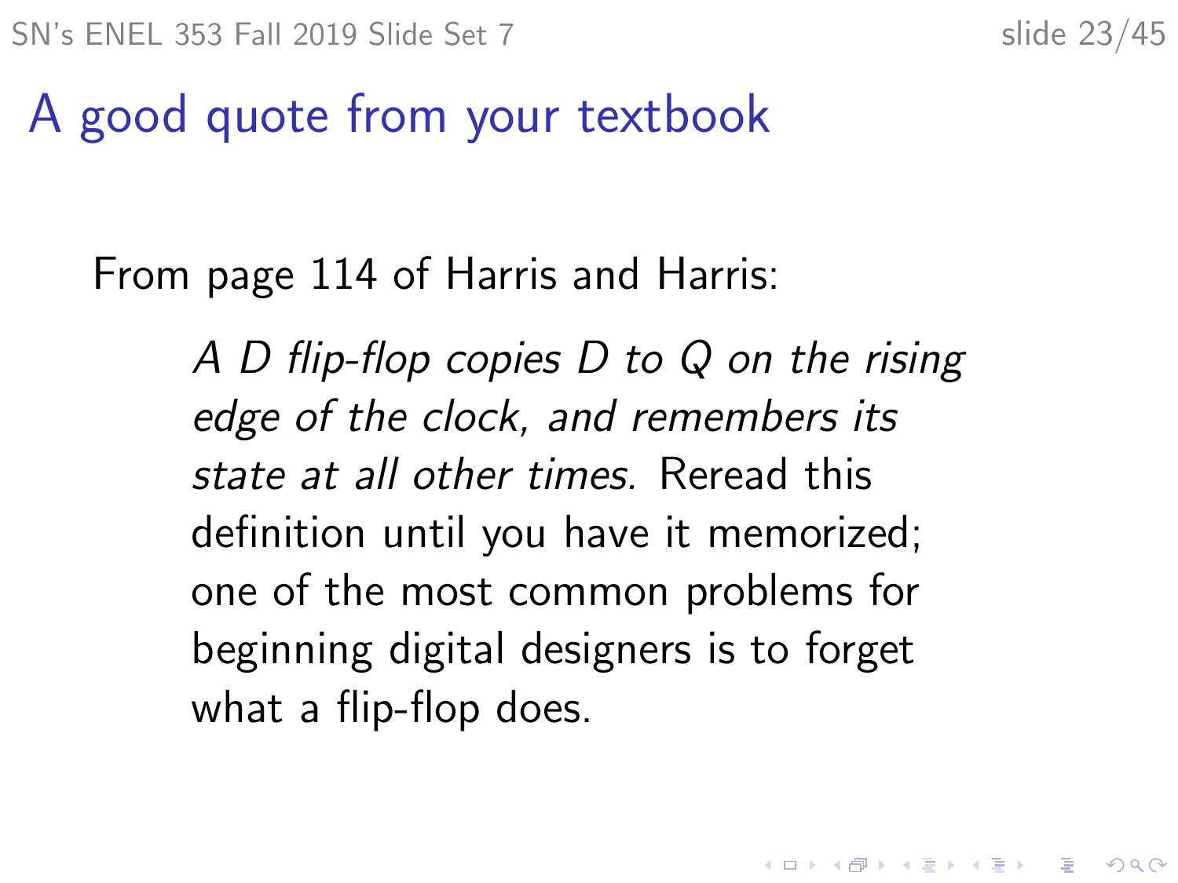# A good quote from your textbook

From page 114 of Harris and Harris:

> *A D flip-flop copies D to Q on the rising edge of the clock, and remembers its state at all other times.* Reread this definition until you have it memorized; one of the most common problems for beginning digital designers is to forget what a flip-flop does.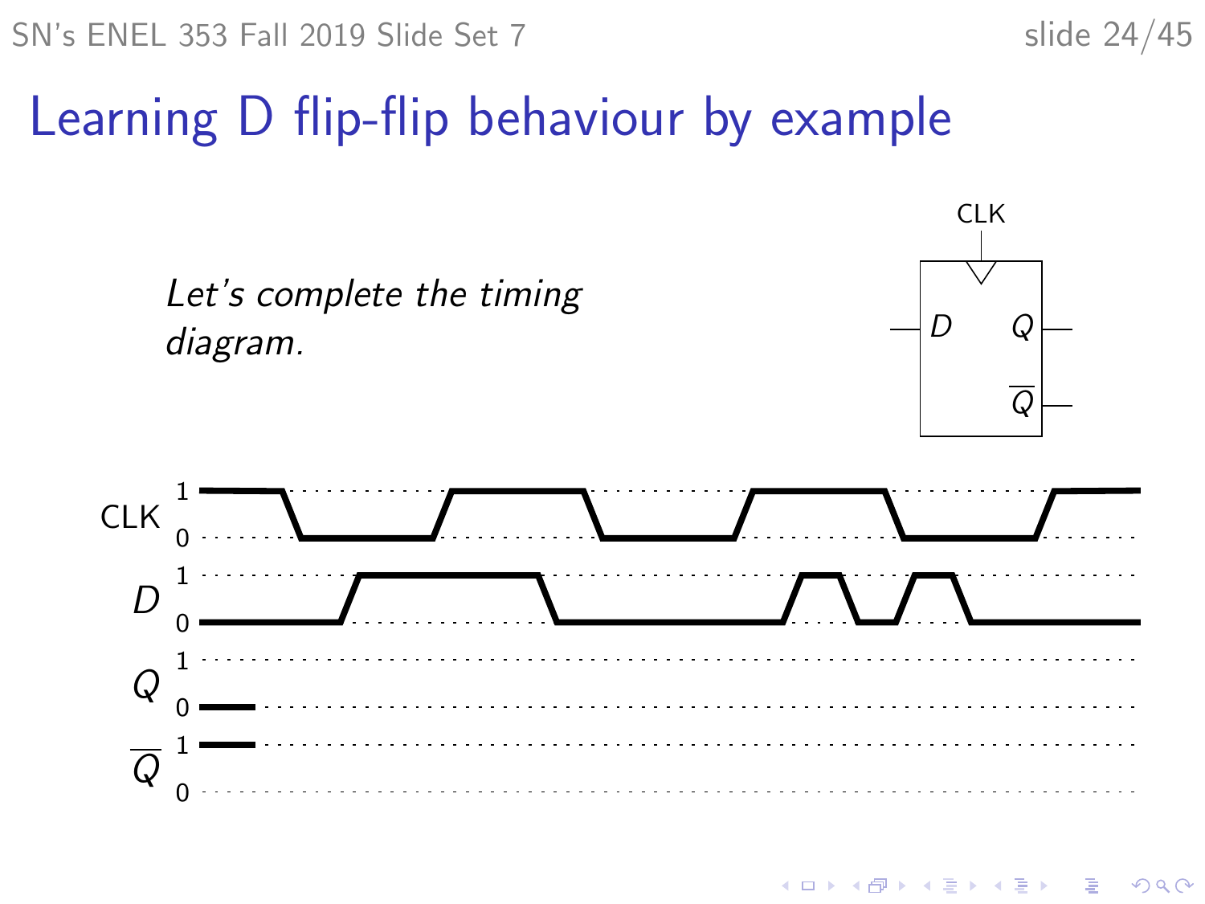# Learning D flip-flip behaviour by example

*Let's complete the timing diagram.*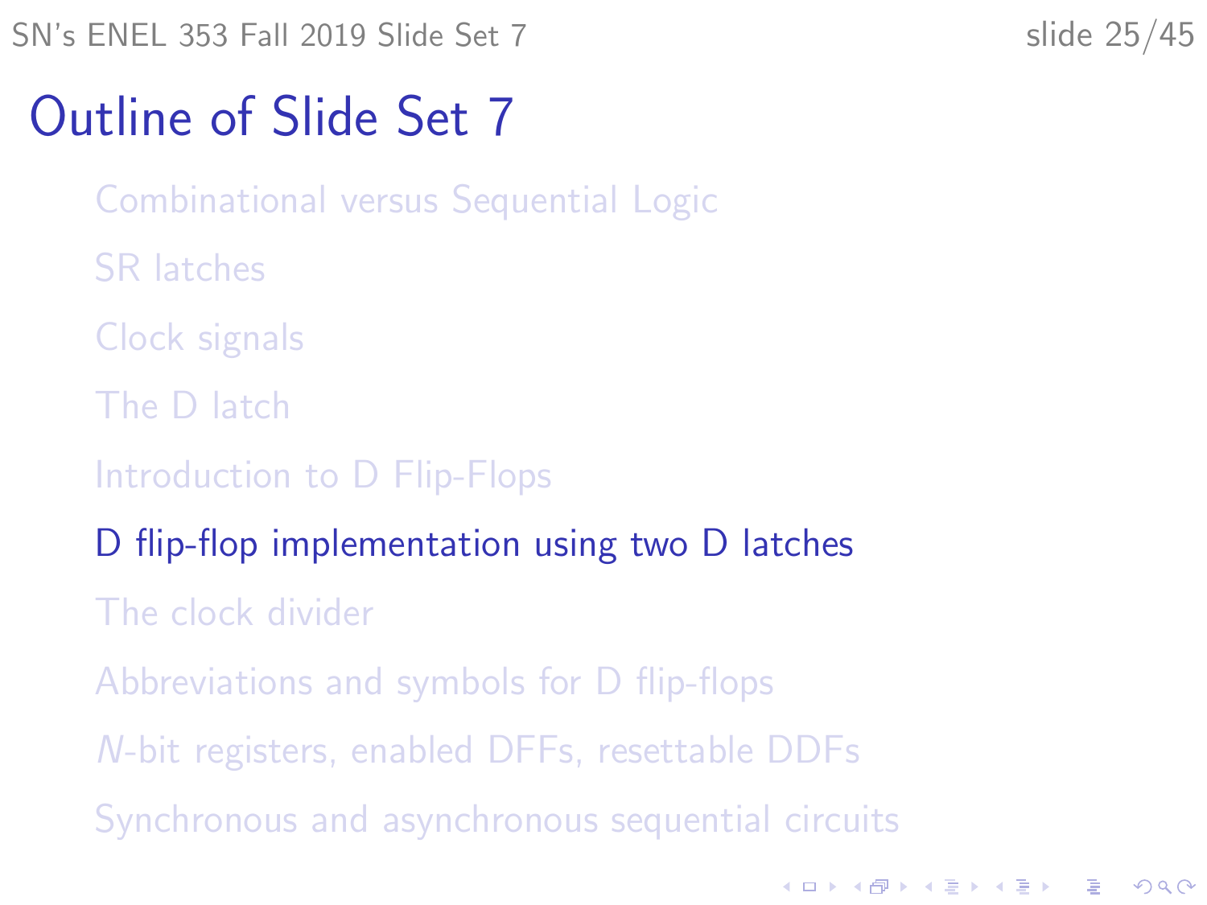# Outline of Slide Set 7

- Combinational versus Sequential Logic
- SR latches
- Clock signals
- The D latch
- Introduction to D Flip-Flops
- D flip-flop implementation using two D latches
- The clock divider
- Abbreviations and symbols for D flip-flops
- *N*-bit registers, enabled DFFs, resettable DDFs
- Synchronous and asynchronous sequential circuits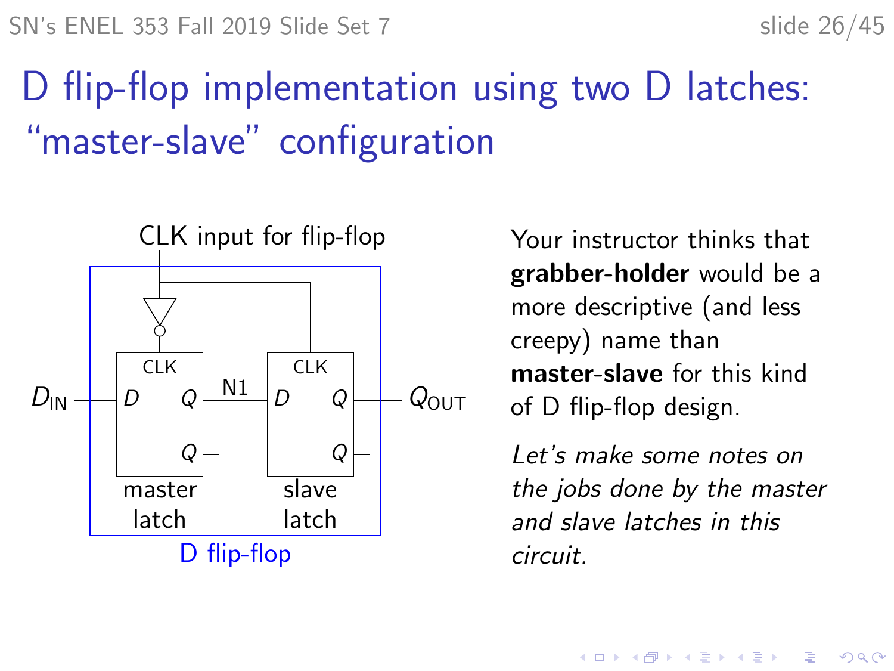# D flip-flop implementation using two D latches: "master-slave" configuration

Your instructor thinks that **grabber-holder** would be a more descriptive (and less creepy) name than **master-slave** for this kind of D flip-flop design.

*Let's make some notes on the jobs done by the master and slave latches in this circuit.*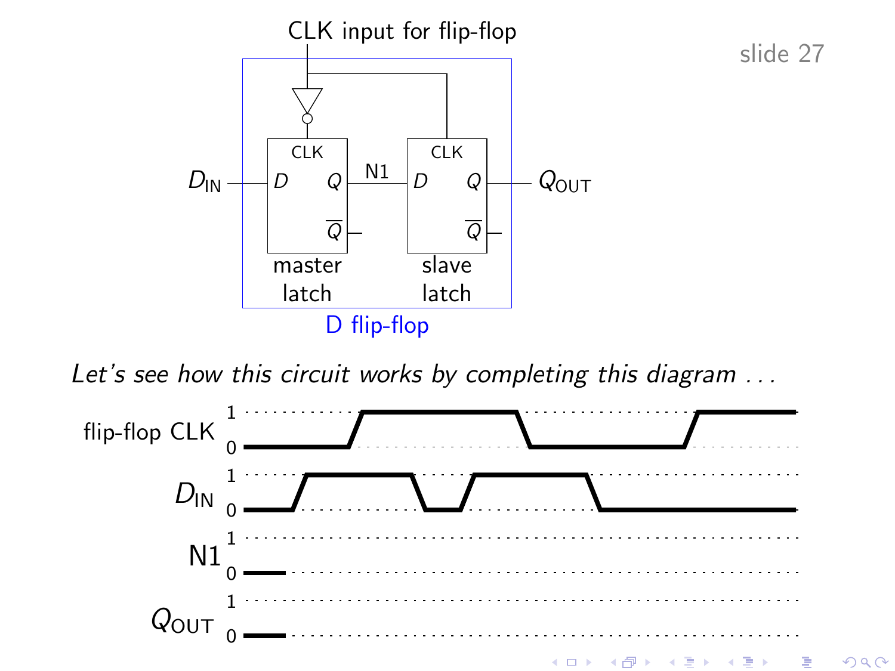CLK input for flip-flop

CLK | CLK

$D_{IN}$ — D Q — N1 — D Q — $Q_{OUT}$

$\overline{Q}$ | $\overline{Q}$

master latch | slave latch

D flip-flop

*Let's see how this circuit works by completing this diagram . . .*

flip-flop CLK 1 0

$D_{IN}$ 1 0

N1 1 0

$Q_{OUT}$ 1 0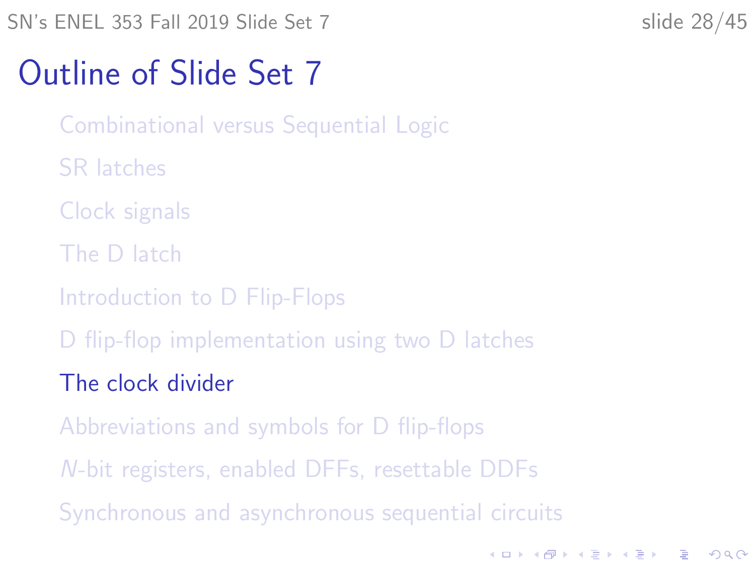# Outline of Slide Set 7

- Combinational versus Sequential Logic
- SR latches
- Clock signals
- The D latch
- Introduction to D Flip-Flops
- D flip-flop implementation using two D latches
- The clock divider
- Abbreviations and symbols for D flip-flops
- $N$-bit registers, enabled DFFs, resettable DDFs
- Synchronous and asynchronous sequential circuits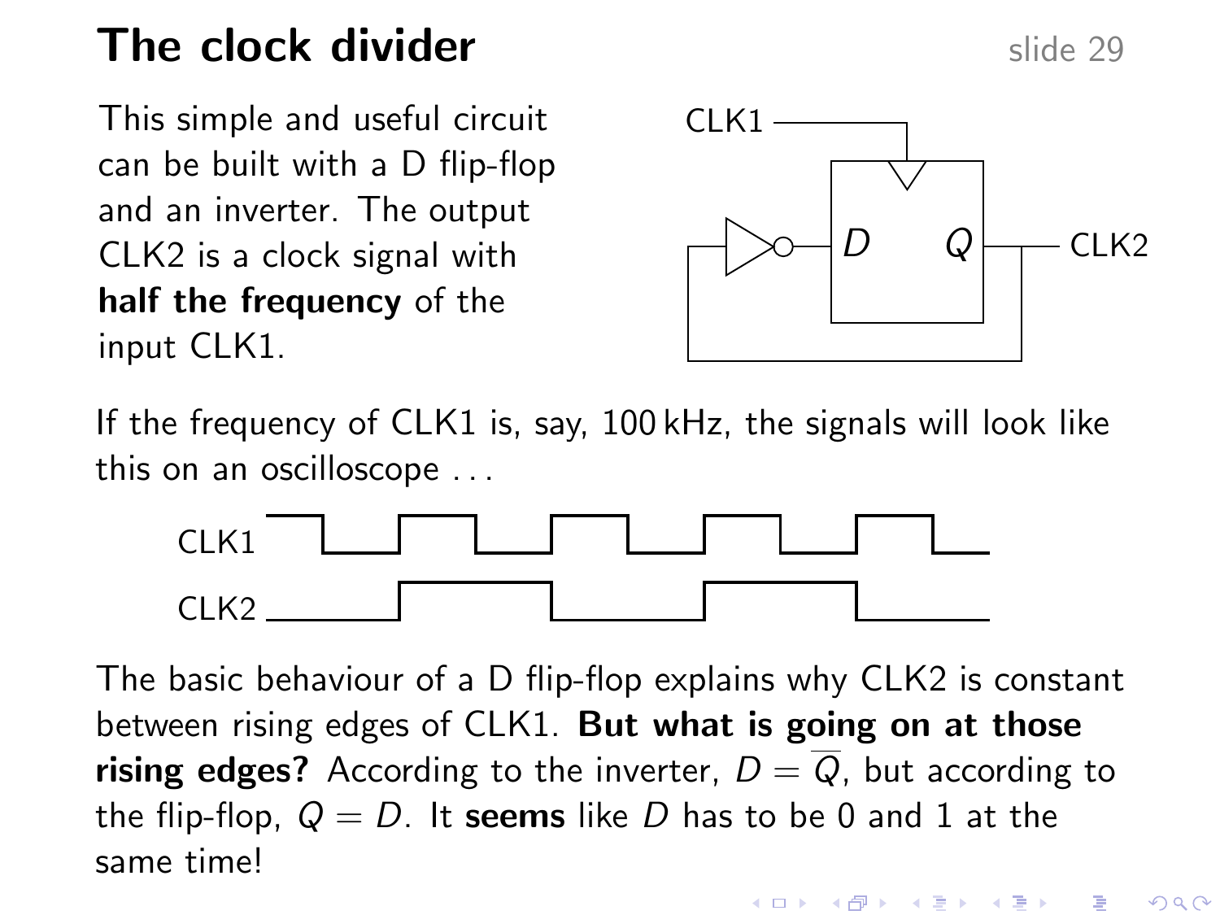# The clock divider

This simple and useful circuit can be built with a D flip-flop and an inverter. The output CLK2 is a clock signal with **half the frequency** of the input CLK1.

If the frequency of CLK1 is, say, 100 kHz, the signals will look like this on an oscilloscope . . .

The basic behaviour of a D flip-flop explains why CLK2 is constant between rising edges of CLK1. **But what is going on at those rising edges?** According to the inverter, $D = \overline{Q}$, but according to the flip-flop, $Q = D$. It **seems** like $D$ has to be 0 and 1 at the same time!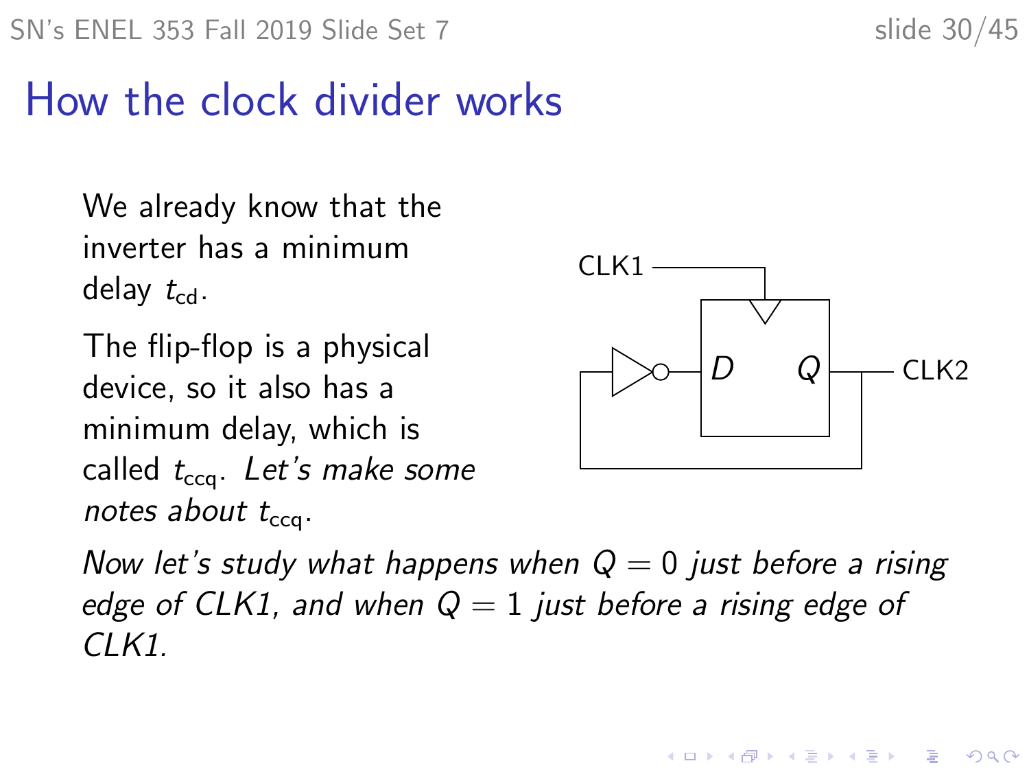# How the clock divider works

We already know that the inverter has a minimum delay $t_{cd}$.

The flip-flop is a physical device, so it also has a minimum delay, which is called $t_{ccq}$. *Let's make some notes about* $t_{ccq}$*.*

*Now let's study what happens when* $Q = 0$ *just before a rising edge of CLK1, and when* $Q = 1$ *just before a rising edge of CLK1.*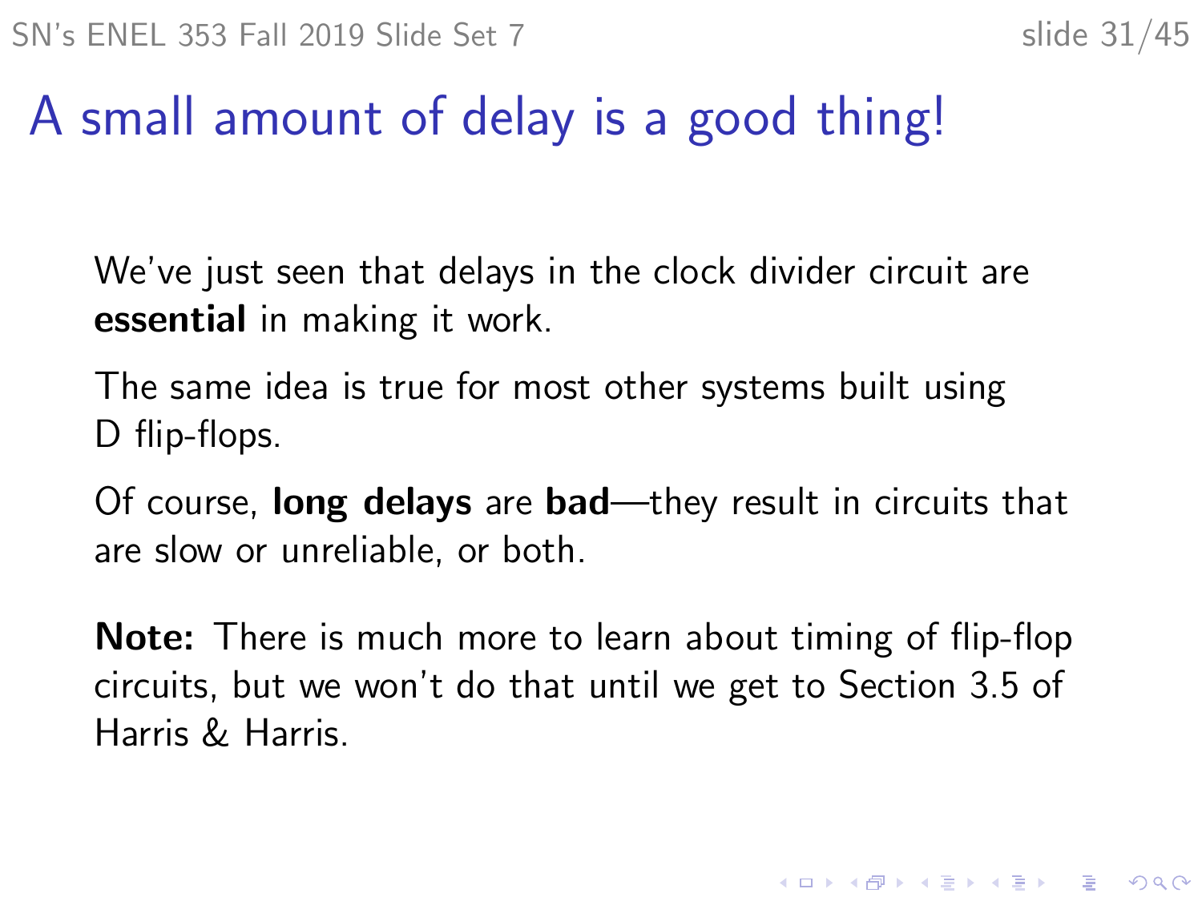# A small amount of delay is a good thing!

We've just seen that delays in the clock divider circuit are **essential** in making it work.

The same idea is true for most other systems built using D flip-flops.

Of course, **long delays** are **bad**—they result in circuits that are slow or unreliable, or both.

**Note:** There is much more to learn about timing of flip-flop circuits, but we won't do that until we get to Section 3.5 of Harris & Harris.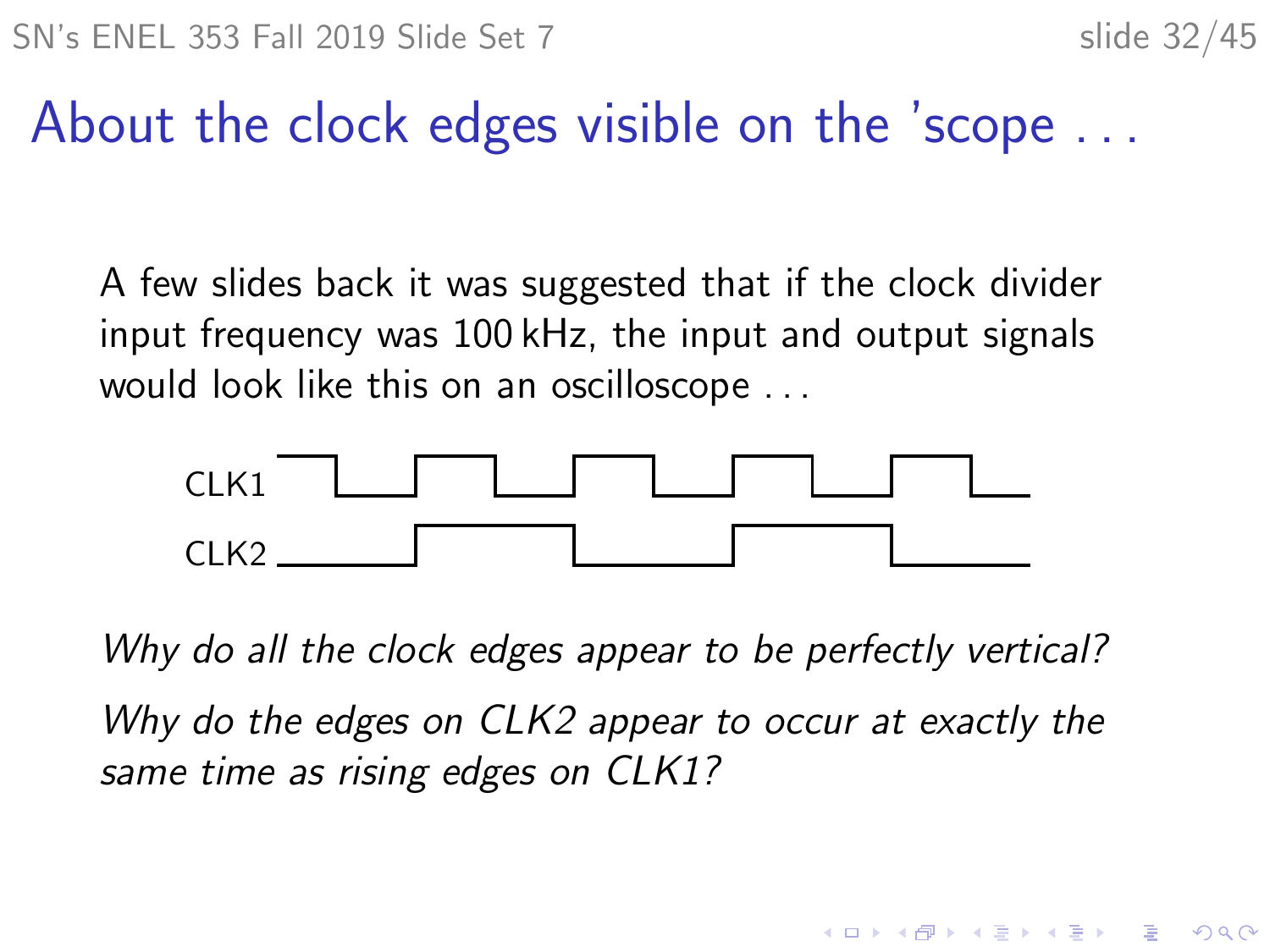# About the clock edges visible on the 'scope . . .

A few slides back it was suggested that if the clock divider input frequency was 100 kHz, the input and output signals would look like this on an oscilloscope . . .

CLK1

CLK2

*Why do all the clock edges appear to be perfectly vertical?*

*Why do the edges on CLK2 appear to occur at exactly the same time as rising edges on CLK1?*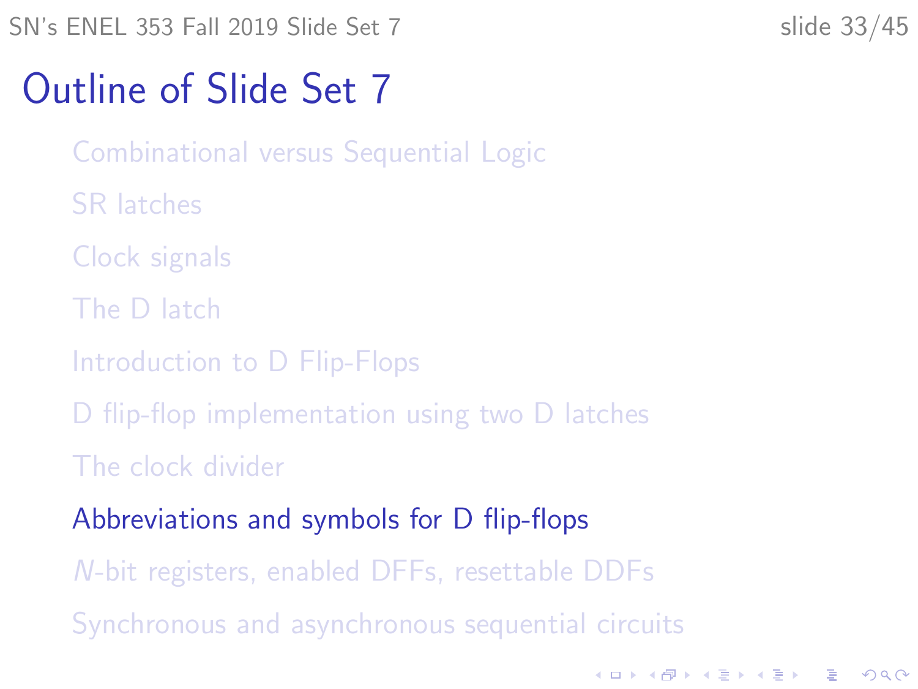# Outline of Slide Set 7

- Combinational versus Sequential Logic
- SR latches
- Clock signals
- The D latch
- Introduction to D Flip-Flops
- D flip-flop implementation using two D latches
- The clock divider
- Abbreviations and symbols for D flip-flops
- *N*-bit registers, enabled DFFs, resettable DDFs
- Synchronous and asynchronous sequential circuits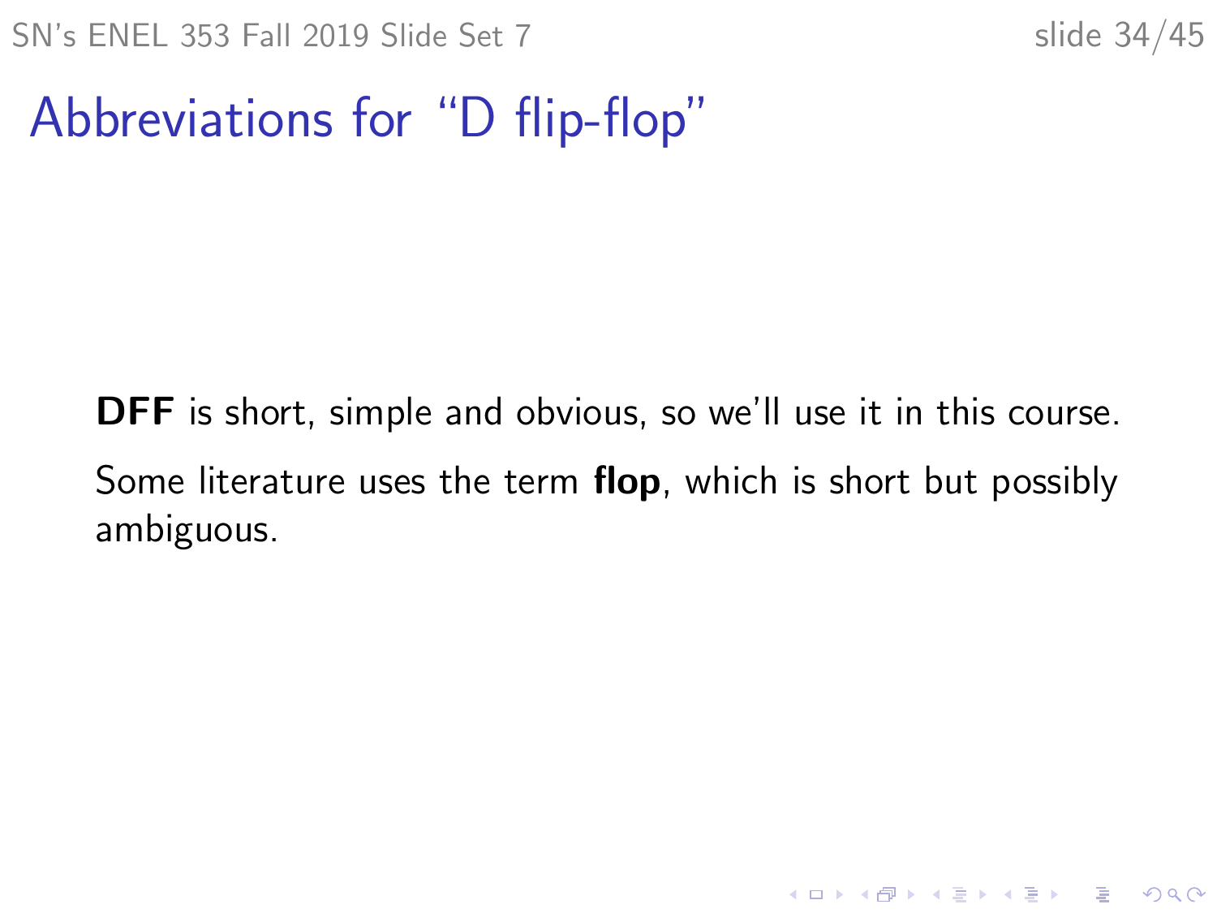# Abbreviations for "D flip-flop"

**DFF** is short, simple and obvious, so we'll use it in this course.

Some literature uses the term **flop**, which is short but possibly ambiguous.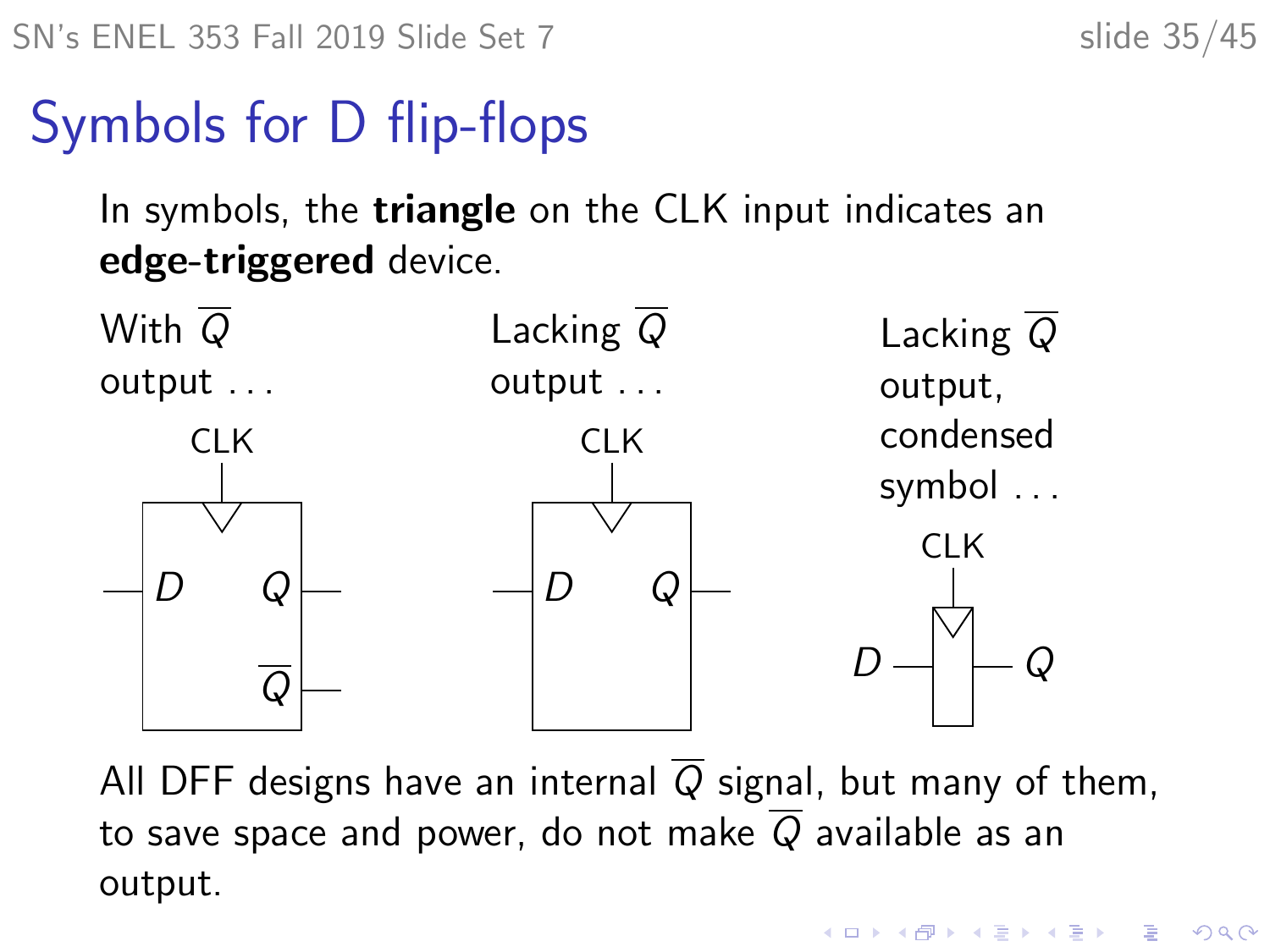# Symbols for D flip-flops

In symbols, the **triangle** on the CLK input indicates an **edge-triggered** device.

With $\overline{Q}$ output ...

Lacking $\overline{Q}$ output ...

Lacking $\overline{Q}$ output, condensed symbol ...

All DFF designs have an internal $\overline{Q}$ signal, but many of them, to save space and power, do not make $\overline{Q}$ available as an output.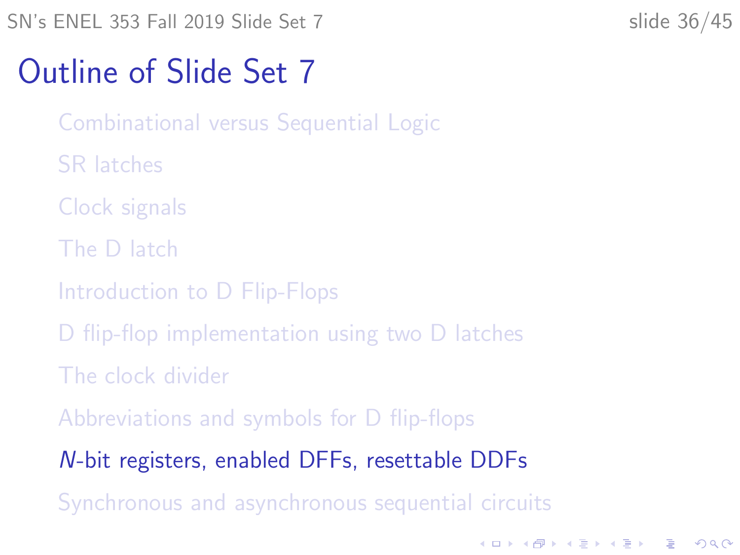# Outline of Slide Set 7

- Combinational versus Sequential Logic
- SR latches
- Clock signals
- The D latch
- Introduction to D Flip-Flops
- D flip-flop implementation using two D latches
- The clock divider
- Abbreviations and symbols for D flip-flops
- $N$-bit registers, enabled DFFs, resettable DDFs
- Synchronous and asynchronous sequential circuits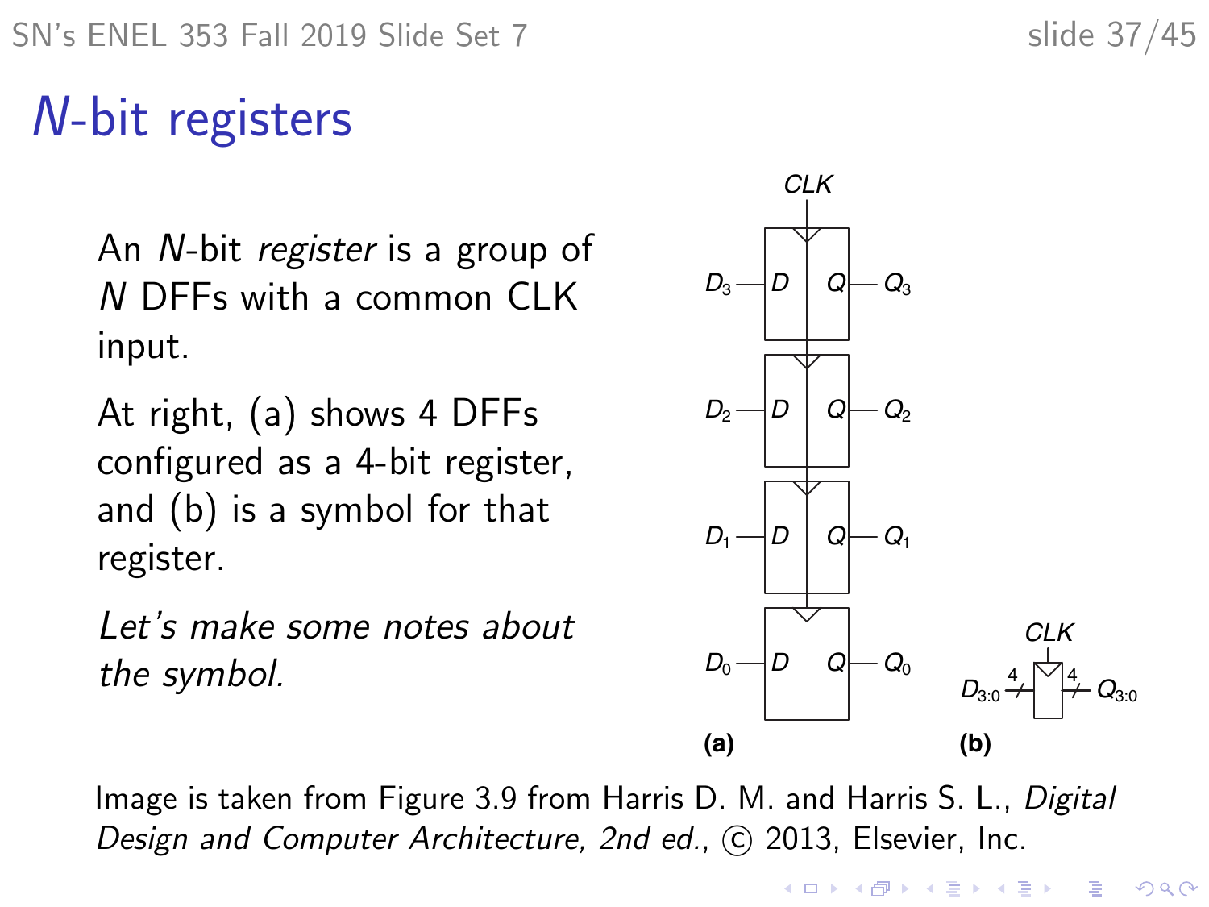# *N*-bit registers

An *N*-bit *register* is a group of *N* DFFs with a common CLK input.

At right, (a) shows 4 DFFs configured as a 4-bit register, and (b) is a symbol for that register.

*Let's make some notes about the symbol.*

Image is taken from Figure 3.9 from Harris D. M. and Harris S. L., *Digital Design and Computer Architecture, 2nd ed.*, © 2013, Elsevier, Inc.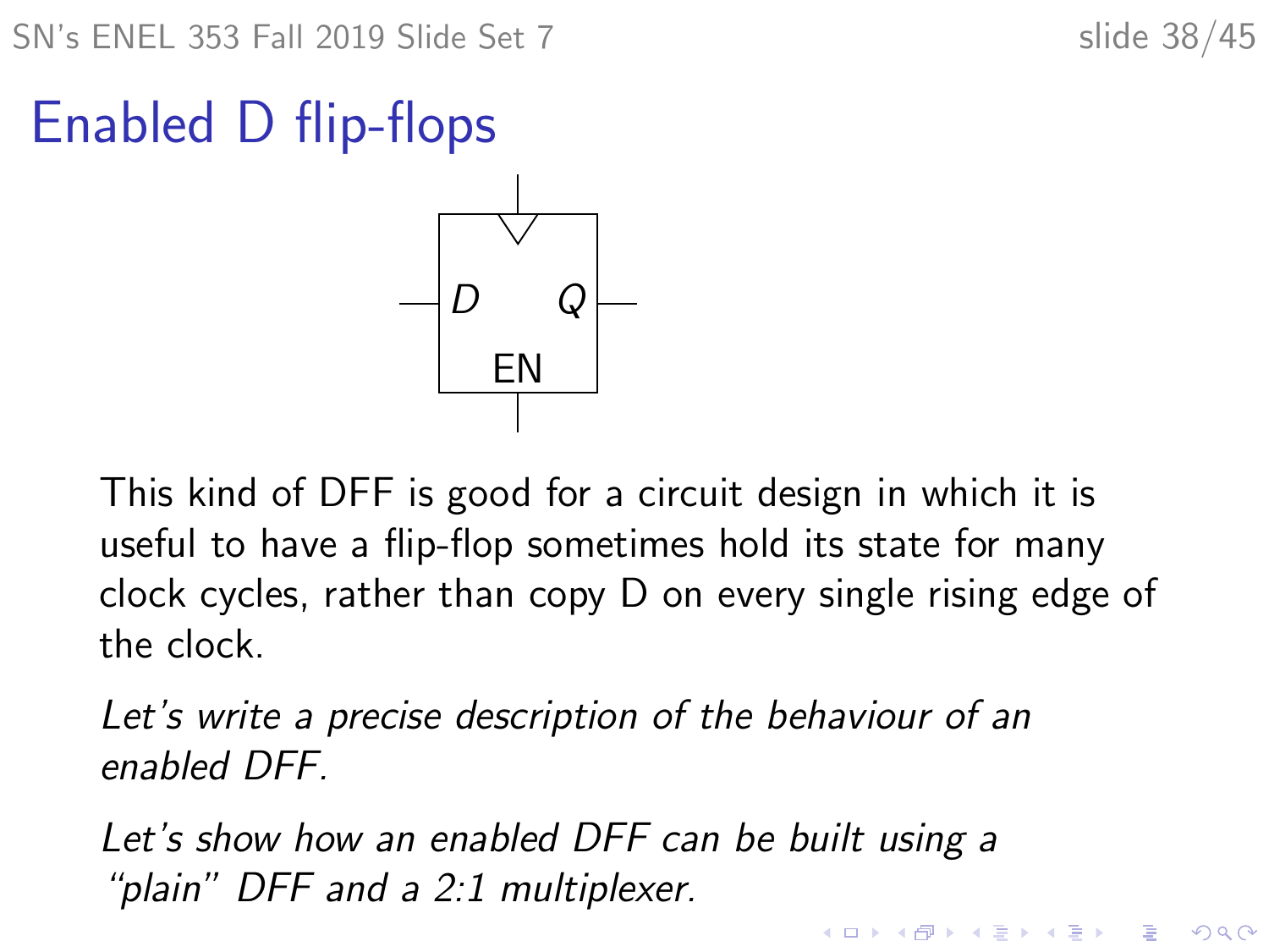# Enabled D flip-flops

This kind of DFF is good for a circuit design in which it is useful to have a flip-flop sometimes hold its state for many clock cycles, rather than copy D on every single rising edge of the clock.

*Let's write a precise description of the behaviour of an enabled DFF.*

*Let's show how an enabled DFF can be built using a "plain" DFF and a 2:1 multiplexer.*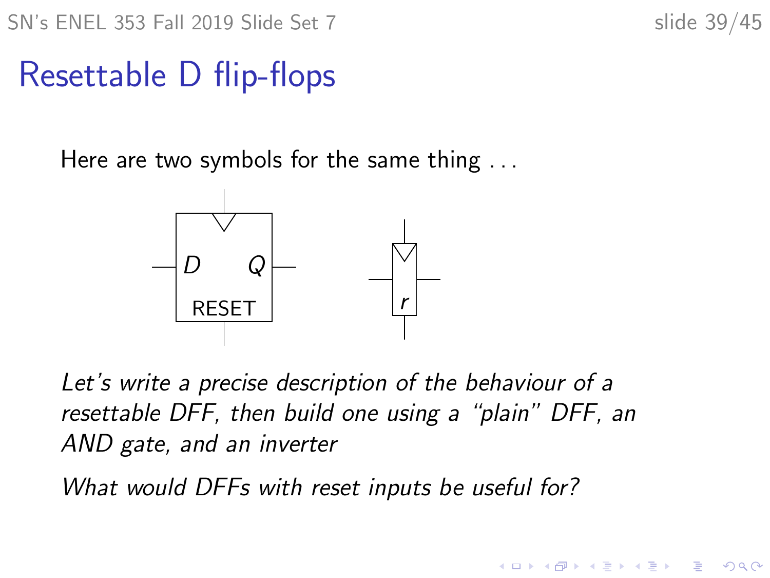# Resettable D flip-flops

Here are two symbols for the same thing . . .

*Let's write a precise description of the behaviour of a resettable DFF, then build one using a "plain" DFF, an AND gate, and an inverter*

*What would DFFs with reset inputs be useful for?*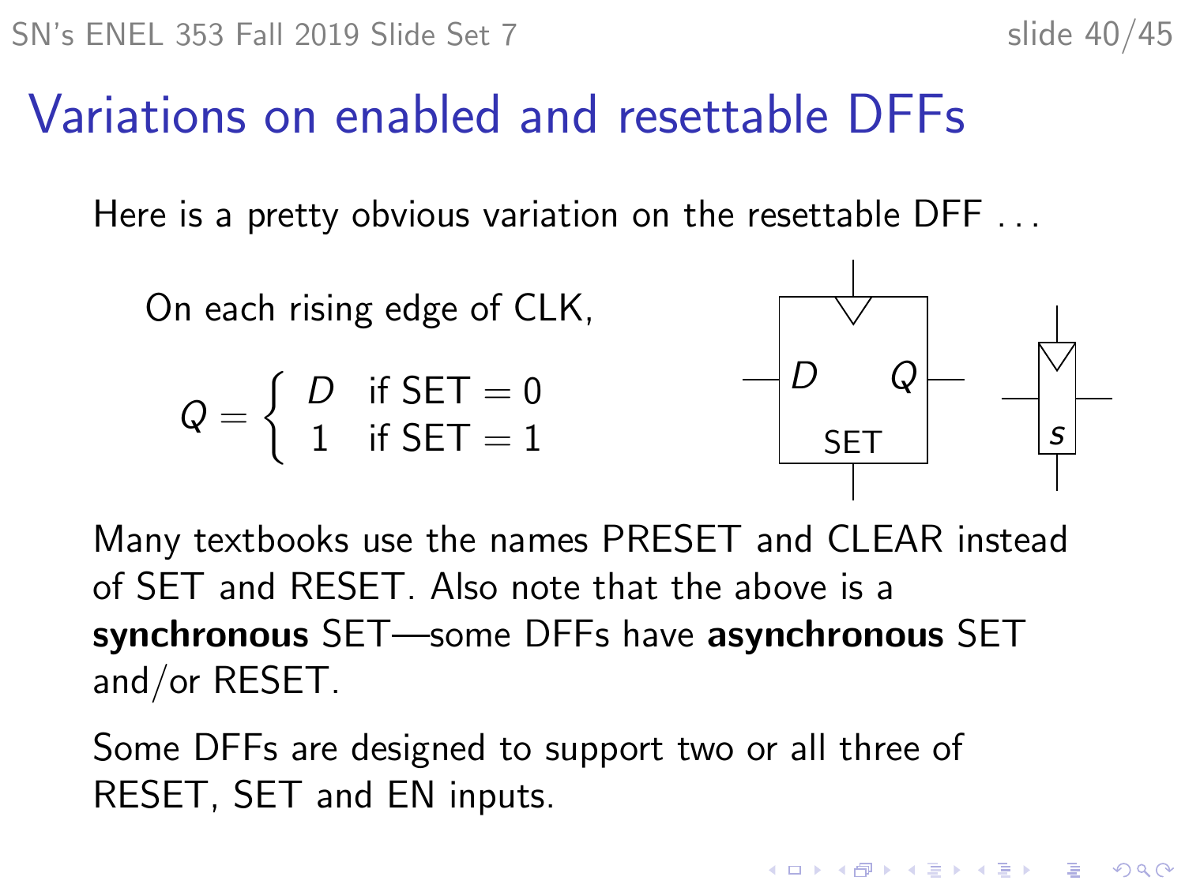# Variations on enabled and resettable DFFs

Here is a pretty obvious variation on the resettable DFF ...

On each rising edge of CLK,

$$Q = \begin{cases} D & \text{if SET} = 0 \\ 1 & \text{if SET} = 1 \end{cases}$$

Many textbooks use the names PRESET and CLEAR instead of SET and RESET. Also note that the above is a **synchronous** SET—some DFFs have **asynchronous** SET and/or RESET.

Some DFFs are designed to support two or all three of RESET, SET and EN inputs.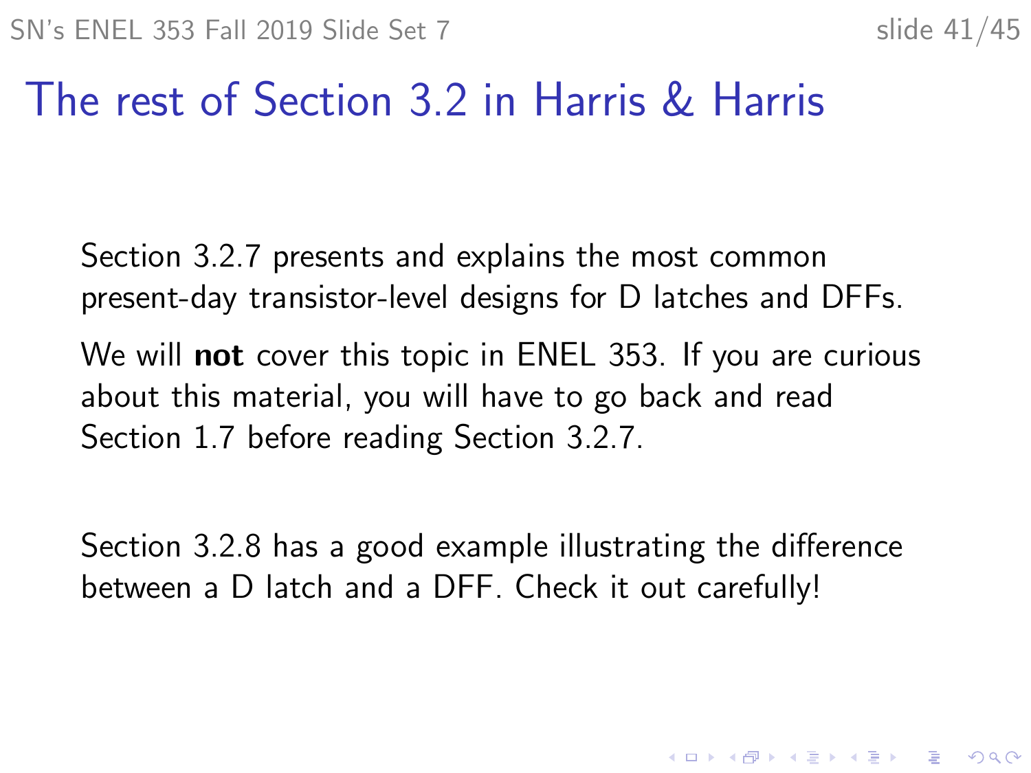# The rest of Section 3.2 in Harris & Harris

Section 3.2.7 presents and explains the most common present-day transistor-level designs for D latches and DFFs.

We will **not** cover this topic in ENEL 353. If you are curious about this material, you will have to go back and read Section 1.7 before reading Section 3.2.7.

Section 3.2.8 has a good example illustrating the difference between a D latch and a DFF. Check it out carefully!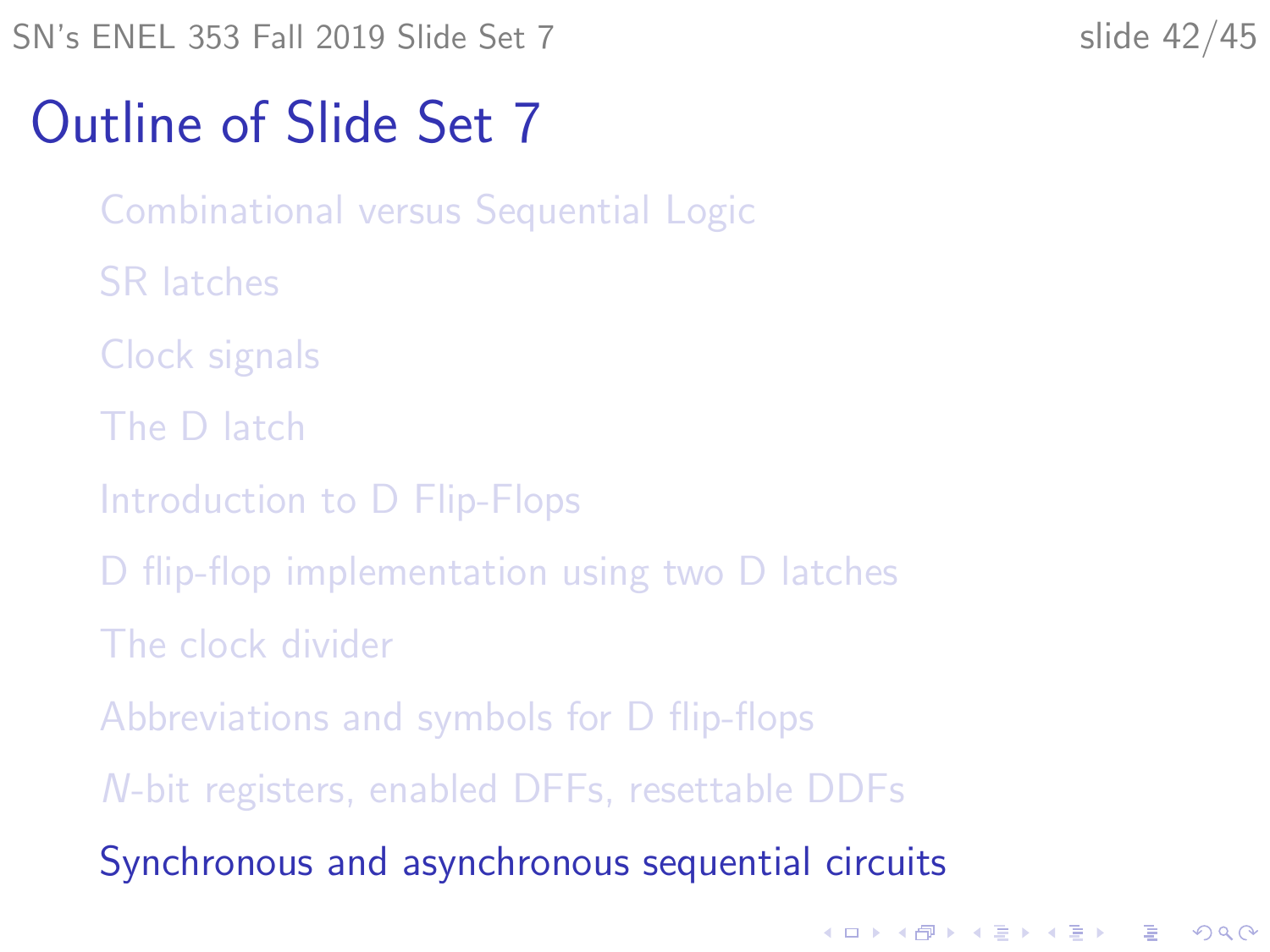# Outline of Slide Set 7

- Combinational versus Sequential Logic
- SR latches
- Clock signals
- The D latch
- Introduction to D Flip-Flops
- D flip-flop implementation using two D latches
- The clock divider
- Abbreviations and symbols for D flip-flops
- *N*-bit registers, enabled DFFs, resettable DDFs
- Synchronous and asynchronous sequential circuits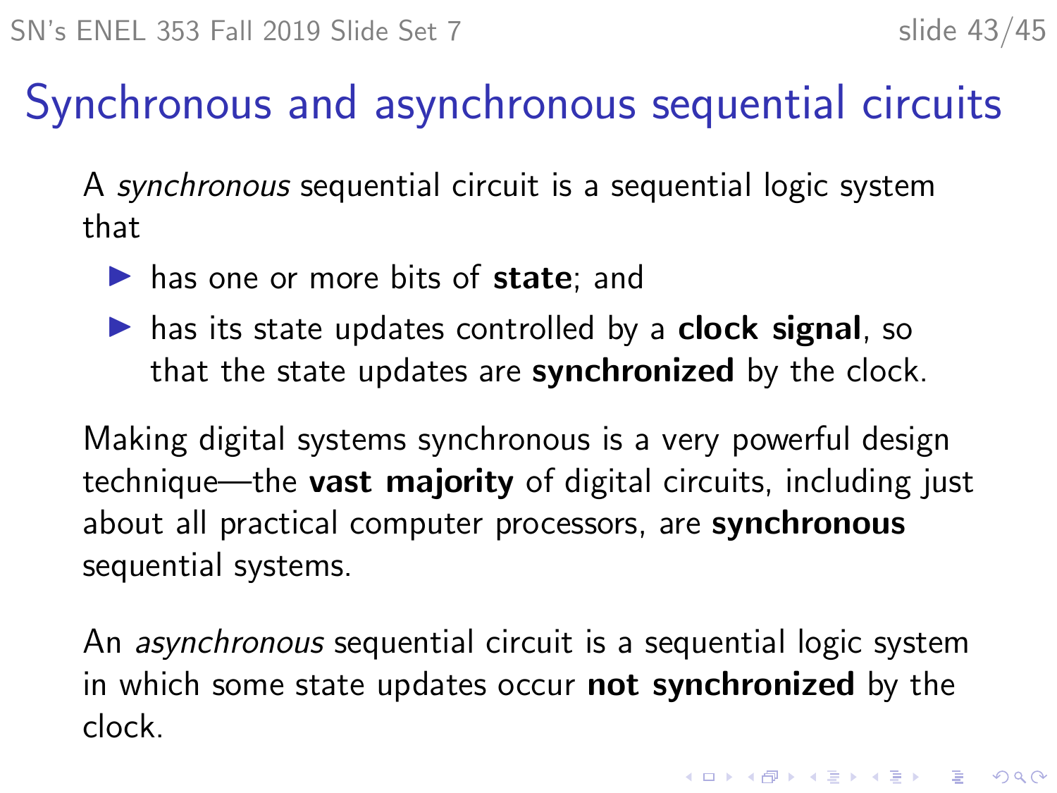# Synchronous and asynchronous sequential circuits

A *synchronous* sequential circuit is a sequential logic system that

- has one or more bits of **state**; and
- has its state updates controlled by a **clock signal**, so that the state updates are **synchronized** by the clock.

Making digital systems synchronous is a very powerful design technique—the **vast majority** of digital circuits, including just about all practical computer processors, are **synchronous** sequential systems.

An *asynchronous* sequential circuit is a sequential logic system in which some state updates occur **not synchronized** by the clock.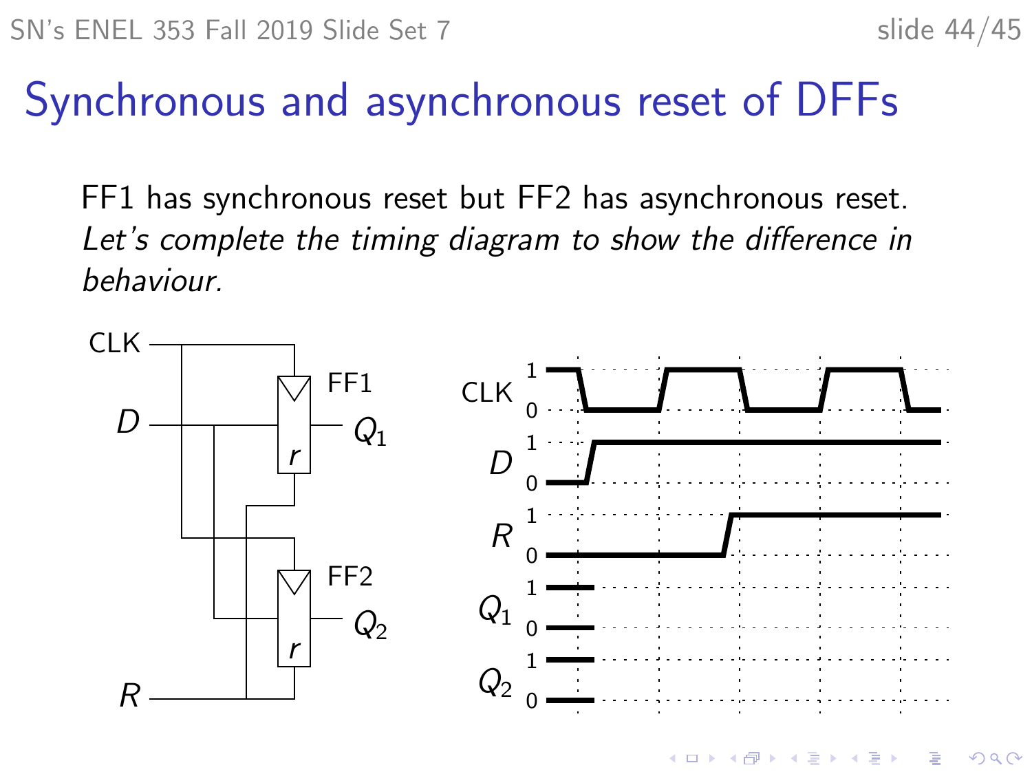# Synchronous and asynchronous reset of DFFs

FF1 has synchronous reset but FF2 has asynchronous reset. *Let's complete the timing diagram to show the difference in behaviour.*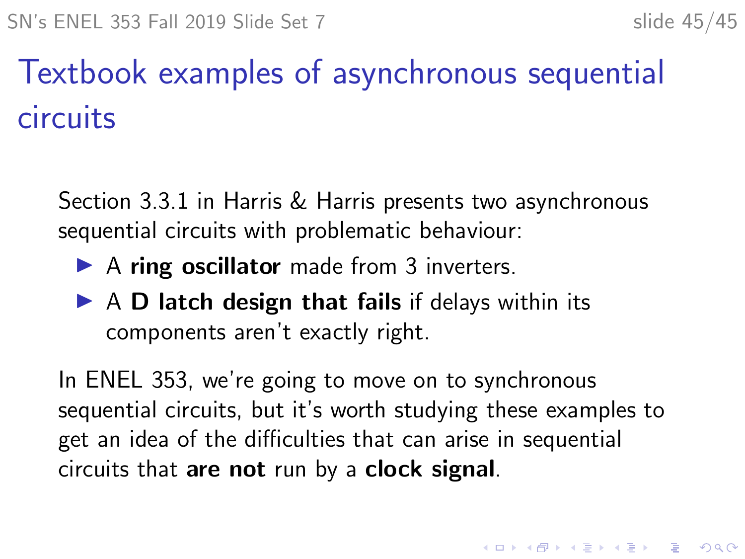# Textbook examples of asynchronous sequential circuits

Section 3.3.1 in Harris & Harris presents two asynchronous sequential circuits with problematic behaviour:

- A **ring oscillator** made from 3 inverters.
- A **D latch design that fails** if delays within its components aren't exactly right.

In ENEL 353, we're going to move on to synchronous sequential circuits, but it's worth studying these examples to get an idea of the difficulties that can arise in sequential circuits that **are not** run by a **clock signal**.